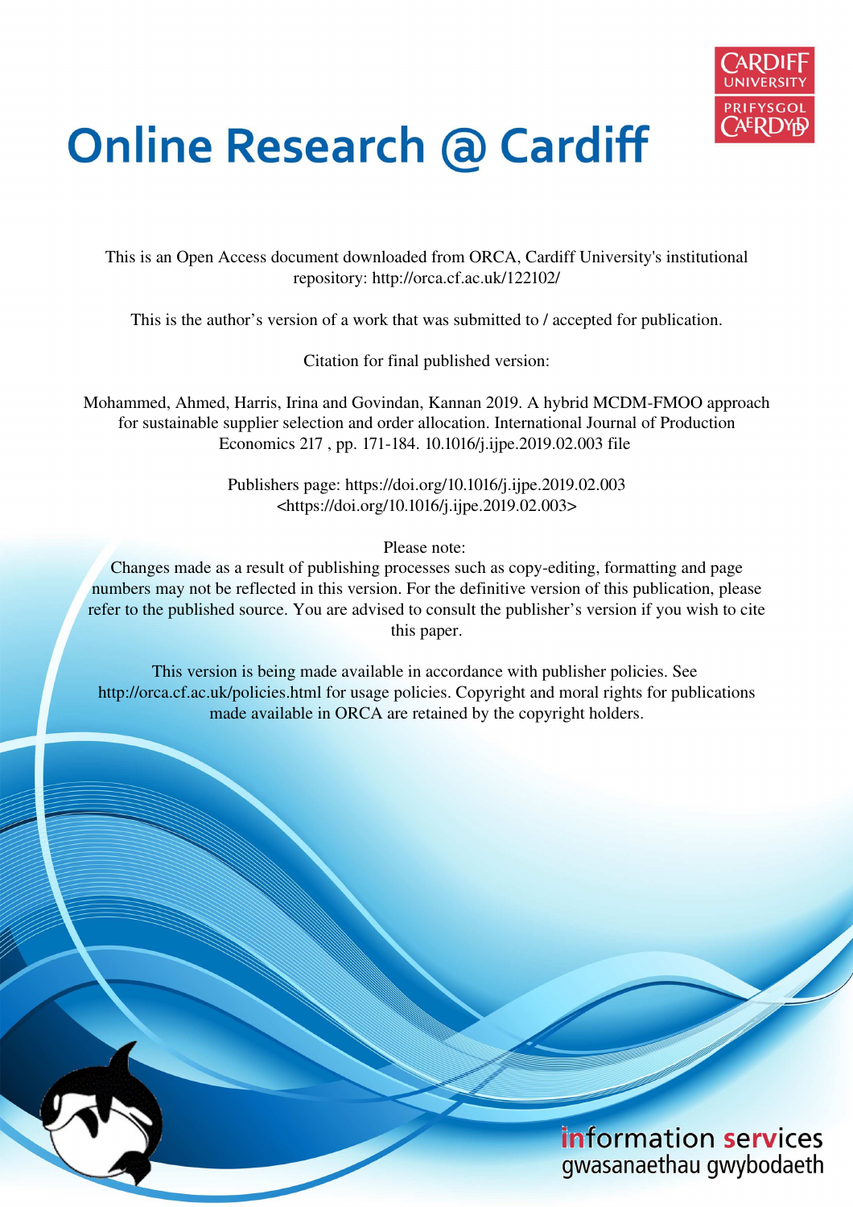# Online Research @ Cardiff

This is an Open Access document downloaded from ORCA, Cardiff University's institutional repository: http://orca.cf.ac.uk/122102/

This is the author's version of a work that was submitted to / accepted for publication.

Citation for final published version:

Mohammed, Ahmed, Harris, Irina and Govindan, Kannan 2019. A hybrid MCDM-FMOO approach for sustainable supplier selection and order allocation. International Journal of Production Economics 217 , pp. 171-184. 10.1016/j.ijpe.2019.02.003 file

Publishers page: https://doi.org/10.1016/j.ijpe.2019.02.003 <https://doi.org/10.1016/j.ijpe.2019.02.003>

Please note:
Changes made as a result of publishing processes such as copy-editing, formatting and page numbers may not be reflected in this version. For the definitive version of this publication, please refer to the published source. You are advised to consult the publisher's version if you wish to cite this paper.

This version is being made available in accordance with publisher policies. See http://orca.cf.ac.uk/policies.html for usage policies. Copyright and moral rights for publications made available in ORCA are retained by the copyright holders.

information services
gwasanaethau gwybodaeth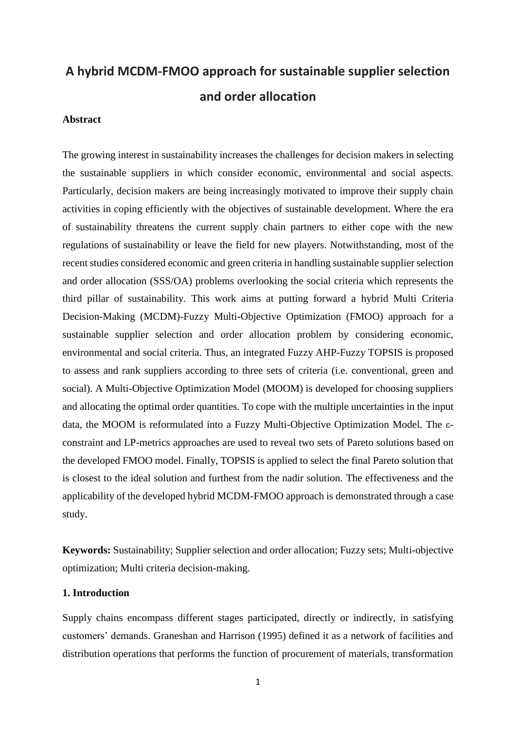# A hybrid MCDM-FMOO approach for sustainable supplier selection and order allocation

## Abstract

The growing interest in sustainability increases the challenges for decision makers in selecting the sustainable suppliers in which consider economic, environmental and social aspects. Particularly, decision makers are being increasingly motivated to improve their supply chain activities in coping efficiently with the objectives of sustainable development. Where the era of sustainability threatens the current supply chain partners to either cope with the new regulations of sustainability or leave the field for new players. Notwithstanding, most of the recent studies considered economic and green criteria in handling sustainable supplier selection and order allocation (SSS/OA) problems overlooking the social criteria which represents the third pillar of sustainability. This work aims at putting forward a hybrid Multi Criteria Decision-Making (MCDM)-Fuzzy Multi-Objective Optimization (FMOO) approach for a sustainable supplier selection and order allocation problem by considering economic, environmental and social criteria. Thus, an integrated Fuzzy AHP-Fuzzy TOPSIS is proposed to assess and rank suppliers according to three sets of criteria (i.e. conventional, green and social). A Multi-Objective Optimization Model (MOOM) is developed for choosing suppliers and allocating the optimal order quantities. To cope with the multiple uncertainties in the input data, the MOOM is reformulated into a Fuzzy Multi-Objective Optimization Model. The ε-constraint and LP-metrics approaches are used to reveal two sets of Pareto solutions based on the developed FMOO model. Finally, TOPSIS is applied to select the final Pareto solution that is closest to the ideal solution and furthest from the nadir solution. The effectiveness and the applicability of the developed hybrid MCDM-FMOO approach is demonstrated through a case study.

**Keywords:** Sustainability; Supplier selection and order allocation; Fuzzy sets; Multi-objective optimization; Multi criteria decision-making.

## 1. Introduction

Supply chains encompass different stages participated, directly or indirectly, in satisfying customers' demands. Graneshan and Harrison (1995) defined it as a network of facilities and distribution operations that performs the function of procurement of materials, transformation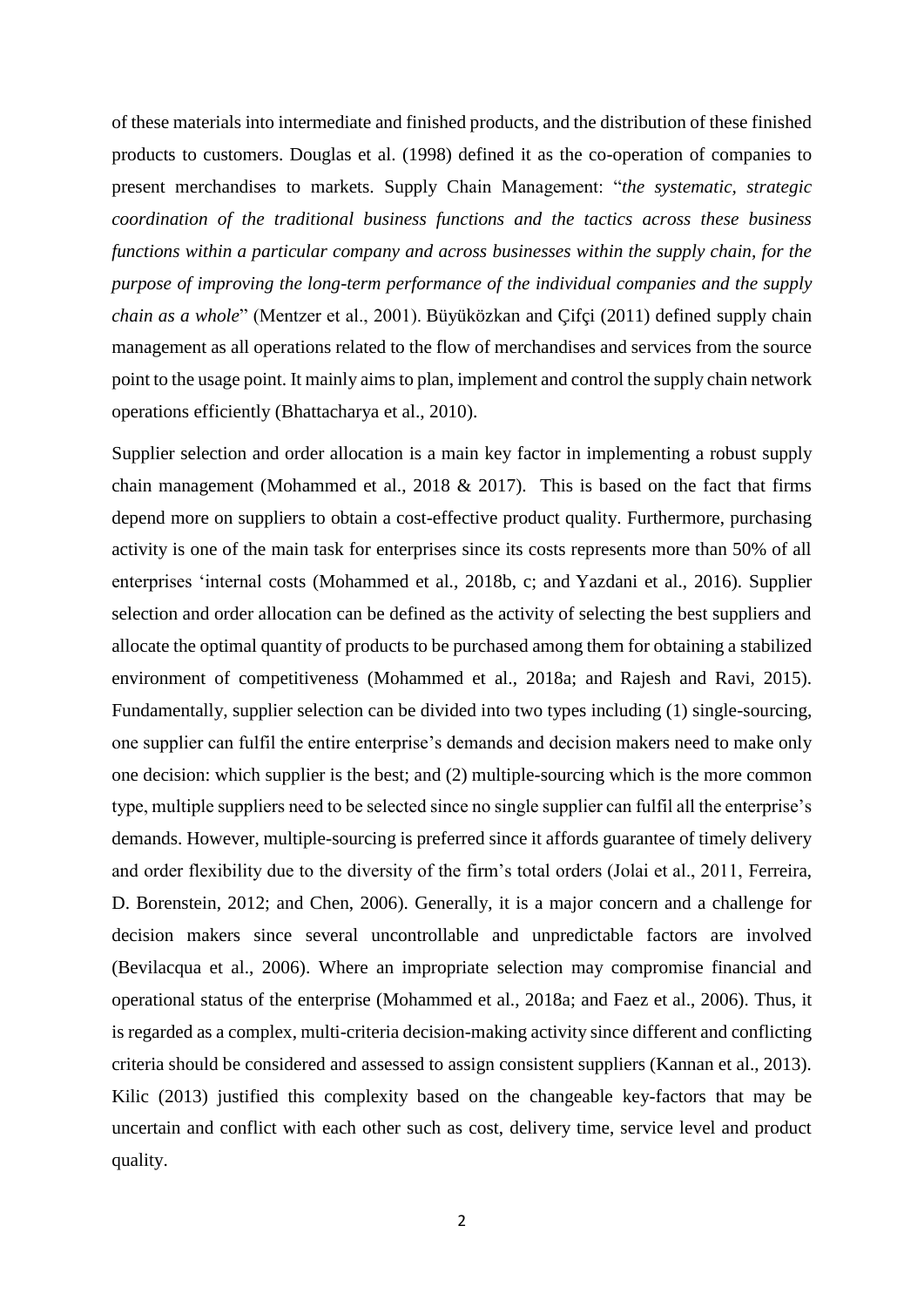of these materials into intermediate and finished products, and the distribution of these finished products to customers. Douglas et al. (1998) defined it as the co-operation of companies to present merchandises to markets. Supply Chain Management: "*the systematic, strategic coordination of the traditional business functions and the tactics across these business functions within a particular company and across businesses within the supply chain, for the purpose of improving the long-term performance of the individual companies and the supply chain as a whole*" (Mentzer et al., 2001). Büyüközkan and Çifçi (2011) defined supply chain management as all operations related to the flow of merchandises and services from the source point to the usage point. It mainly aims to plan, implement and control the supply chain network operations efficiently (Bhattacharya et al., 2010).

Supplier selection and order allocation is a main key factor in implementing a robust supply chain management (Mohammed et al., 2018 & 2017). This is based on the fact that firms depend more on suppliers to obtain a cost-effective product quality. Furthermore, purchasing activity is one of the main task for enterprises since its costs represents more than 50% of all enterprises 'internal costs (Mohammed et al., 2018b, c; and Yazdani et al., 2016). Supplier selection and order allocation can be defined as the activity of selecting the best suppliers and allocate the optimal quantity of products to be purchased among them for obtaining a stabilized environment of competitiveness (Mohammed et al., 2018a; and Rajesh and Ravi, 2015). Fundamentally, supplier selection can be divided into two types including (1) single-sourcing, one supplier can fulfil the entire enterprise's demands and decision makers need to make only one decision: which supplier is the best; and (2) multiple-sourcing which is the more common type, multiple suppliers need to be selected since no single supplier can fulfil all the enterprise's demands. However, multiple-sourcing is preferred since it affords guarantee of timely delivery and order flexibility due to the diversity of the firm's total orders (Jolai et al., 2011, Ferreira, D. Borenstein, 2012; and Chen, 2006). Generally, it is a major concern and a challenge for decision makers since several uncontrollable and unpredictable factors are involved (Bevilacqua et al., 2006). Where an impropriate selection may compromise financial and operational status of the enterprise (Mohammed et al., 2018a; and Faez et al., 2006). Thus, it is regarded as a complex, multi-criteria decision-making activity since different and conflicting criteria should be considered and assessed to assign consistent suppliers (Kannan et al., 2013). Kilic (2013) justified this complexity based on the changeable key-factors that may be uncertain and conflict with each other such as cost, delivery time, service level and product quality.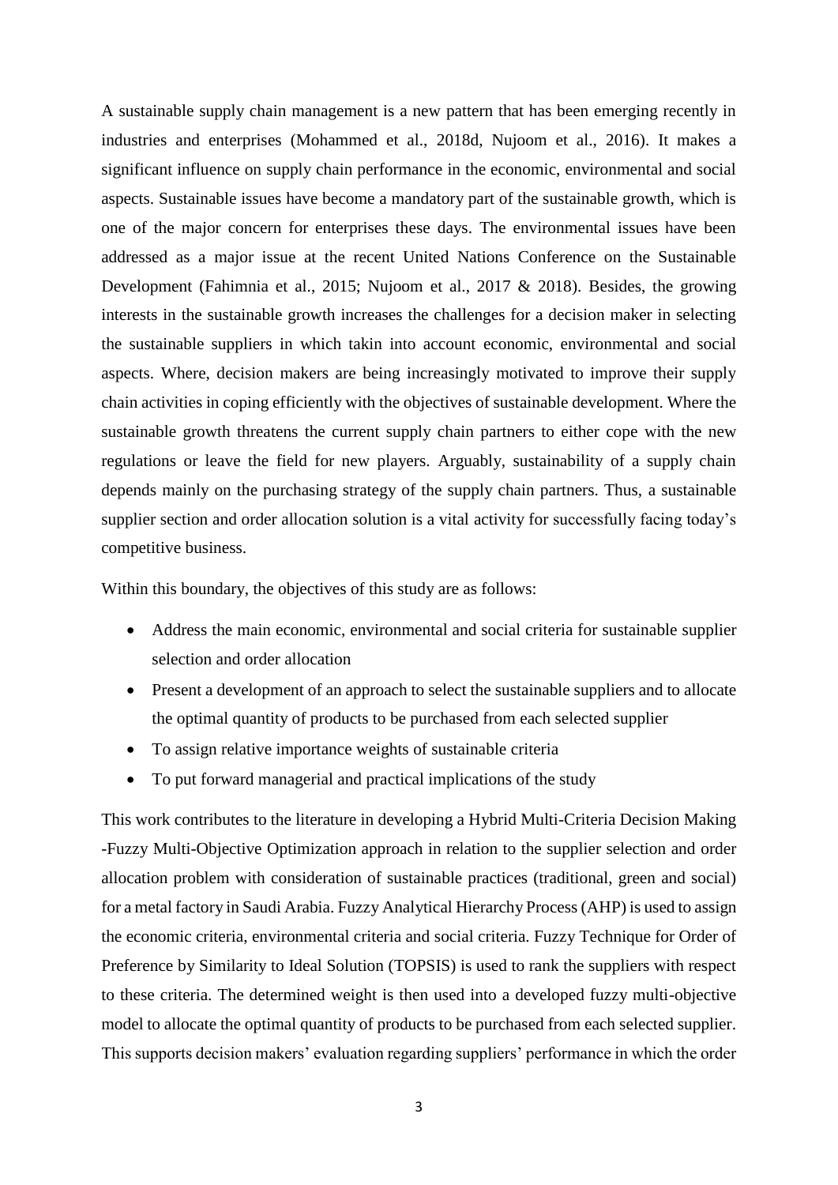A sustainable supply chain management is a new pattern that has been emerging recently in industries and enterprises (Mohammed et al., 2018d, Nujoom et al., 2016). It makes a significant influence on supply chain performance in the economic, environmental and social aspects. Sustainable issues have become a mandatory part of the sustainable growth, which is one of the major concern for enterprises these days. The environmental issues have been addressed as a major issue at the recent United Nations Conference on the Sustainable Development (Fahimnia et al., 2015; Nujoom et al., 2017 & 2018). Besides, the growing interests in the sustainable growth increases the challenges for a decision maker in selecting the sustainable suppliers in which takin into account economic, environmental and social aspects. Where, decision makers are being increasingly motivated to improve their supply chain activities in coping efficiently with the objectives of sustainable development. Where the sustainable growth threatens the current supply chain partners to either cope with the new regulations or leave the field for new players. Arguably, sustainability of a supply chain depends mainly on the purchasing strategy of the supply chain partners. Thus, a sustainable supplier section and order allocation solution is a vital activity for successfully facing today's competitive business.

Within this boundary, the objectives of this study are as follows:

- Address the main economic, environmental and social criteria for sustainable supplier selection and order allocation
- Present a development of an approach to select the sustainable suppliers and to allocate the optimal quantity of products to be purchased from each selected supplier
- To assign relative importance weights of sustainable criteria
- To put forward managerial and practical implications of the study

This work contributes to the literature in developing a Hybrid Multi-Criteria Decision Making -Fuzzy Multi-Objective Optimization approach in relation to the supplier selection and order allocation problem with consideration of sustainable practices (traditional, green and social) for a metal factory in Saudi Arabia. Fuzzy Analytical Hierarchy Process (AHP) is used to assign the economic criteria, environmental criteria and social criteria. Fuzzy Technique for Order of Preference by Similarity to Ideal Solution (TOPSIS) is used to rank the suppliers with respect to these criteria. The determined weight is then used into a developed fuzzy multi-objective model to allocate the optimal quantity of products to be purchased from each selected supplier. This supports decision makers' evaluation regarding suppliers' performance in which the order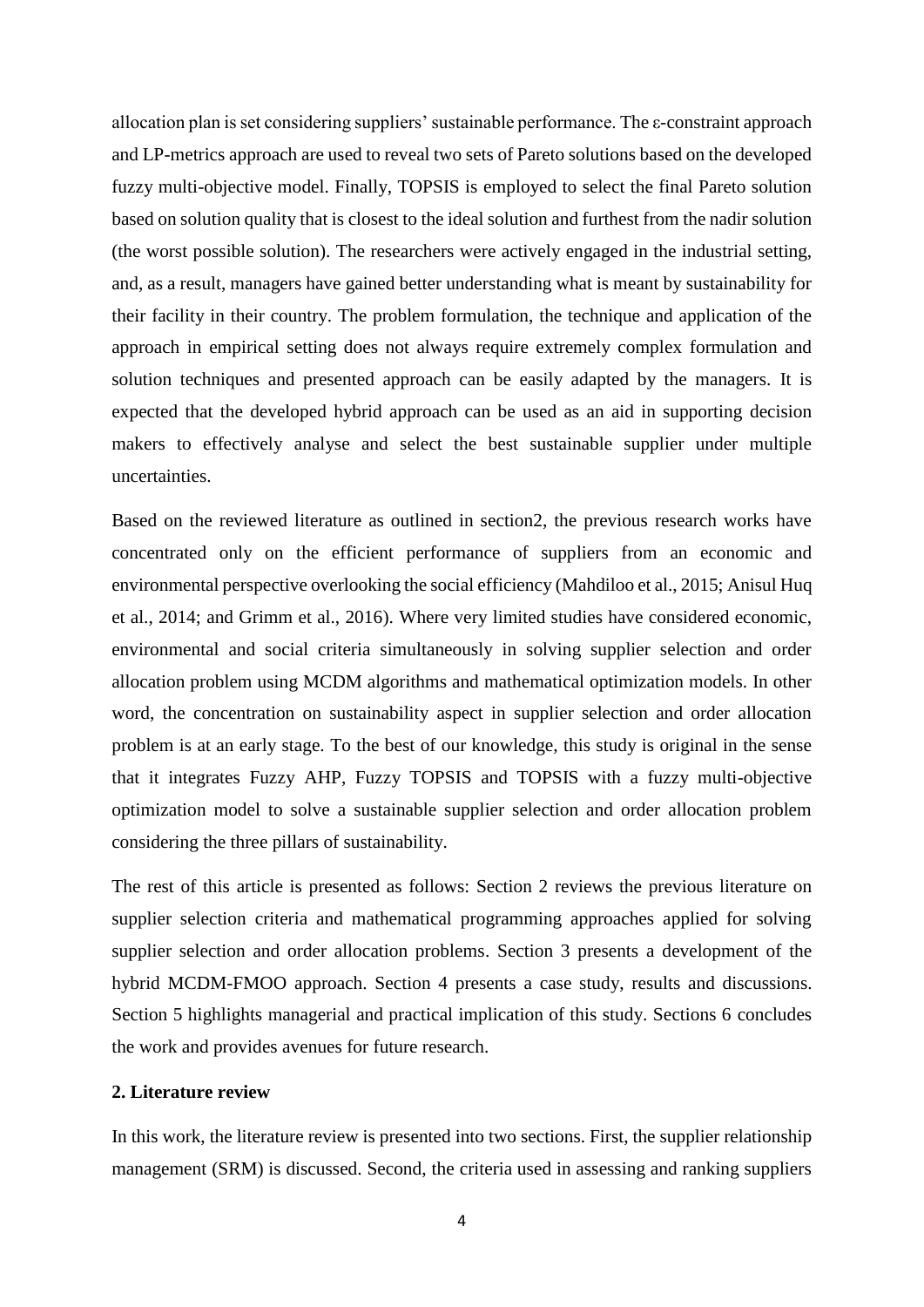allocation plan is set considering suppliers' sustainable performance. The ε-constraint approach and LP-metrics approach are used to reveal two sets of Pareto solutions based on the developed fuzzy multi-objective model. Finally, TOPSIS is employed to select the final Pareto solution based on solution quality that is closest to the ideal solution and furthest from the nadir solution (the worst possible solution). The researchers were actively engaged in the industrial setting, and, as a result, managers have gained better understanding what is meant by sustainability for their facility in their country. The problem formulation, the technique and application of the approach in empirical setting does not always require extremely complex formulation and solution techniques and presented approach can be easily adapted by the managers. It is expected that the developed hybrid approach can be used as an aid in supporting decision makers to effectively analyse and select the best sustainable supplier under multiple uncertainties.

Based on the reviewed literature as outlined in section2, the previous research works have concentrated only on the efficient performance of suppliers from an economic and environmental perspective overlooking the social efficiency (Mahdiloo et al., 2015; Anisul Huq et al., 2014; and Grimm et al., 2016). Where very limited studies have considered economic, environmental and social criteria simultaneously in solving supplier selection and order allocation problem using MCDM algorithms and mathematical optimization models. In other word, the concentration on sustainability aspect in supplier selection and order allocation problem is at an early stage. To the best of our knowledge, this study is original in the sense that it integrates Fuzzy AHP, Fuzzy TOPSIS and TOPSIS with a fuzzy multi-objective optimization model to solve a sustainable supplier selection and order allocation problem considering the three pillars of sustainability.

The rest of this article is presented as follows: Section 2 reviews the previous literature on supplier selection criteria and mathematical programming approaches applied for solving supplier selection and order allocation problems. Section 3 presents a development of the hybrid MCDM-FMOO approach. Section 4 presents a case study, results and discussions. Section 5 highlights managerial and practical implication of this study. Sections 6 concludes the work and provides avenues for future research.

## 2. Literature review

In this work, the literature review is presented into two sections. First, the supplier relationship management (SRM) is discussed. Second, the criteria used in assessing and ranking suppliers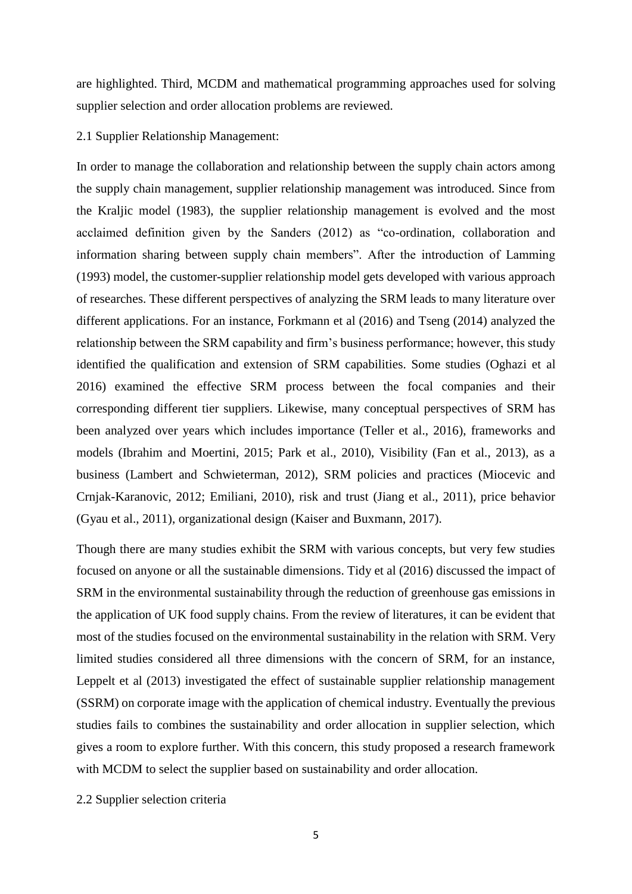are highlighted. Third, MCDM and mathematical programming approaches used for solving supplier selection and order allocation problems are reviewed.

## 2.1 Supplier Relationship Management:

In order to manage the collaboration and relationship between the supply chain actors among the supply chain management, supplier relationship management was introduced. Since from the Kraljic model (1983), the supplier relationship management is evolved and the most acclaimed definition given by the Sanders (2012) as "co-ordination, collaboration and information sharing between supply chain members". After the introduction of Lamming (1993) model, the customer-supplier relationship model gets developed with various approach of researches. These different perspectives of analyzing the SRM leads to many literature over different applications. For an instance, Forkmann et al (2016) and Tseng (2014) analyzed the relationship between the SRM capability and firm's business performance; however, this study identified the qualification and extension of SRM capabilities. Some studies (Oghazi et al 2016) examined the effective SRM process between the focal companies and their corresponding different tier suppliers. Likewise, many conceptual perspectives of SRM has been analyzed over years which includes importance (Teller et al., 2016), frameworks and models (Ibrahim and Moertini, 2015; Park et al., 2010), Visibility (Fan et al., 2013), as a business (Lambert and Schwieterman, 2012), SRM policies and practices (Miocevic and Crnjak-Karanovic, 2012; Emiliani, 2010), risk and trust (Jiang et al., 2011), price behavior (Gyau et al., 2011), organizational design (Kaiser and Buxmann, 2017).

Though there are many studies exhibit the SRM with various concepts, but very few studies focused on anyone or all the sustainable dimensions. Tidy et al (2016) discussed the impact of SRM in the environmental sustainability through the reduction of greenhouse gas emissions in the application of UK food supply chains. From the review of literatures, it can be evident that most of the studies focused on the environmental sustainability in the relation with SRM. Very limited studies considered all three dimensions with the concern of SRM, for an instance, Leppelt et al (2013) investigated the effect of sustainable supplier relationship management (SSRM) on corporate image with the application of chemical industry. Eventually the previous studies fails to combines the sustainability and order allocation in supplier selection, which gives a room to explore further. With this concern, this study proposed a research framework with MCDM to select the supplier based on sustainability and order allocation.

## 2.2 Supplier selection criteria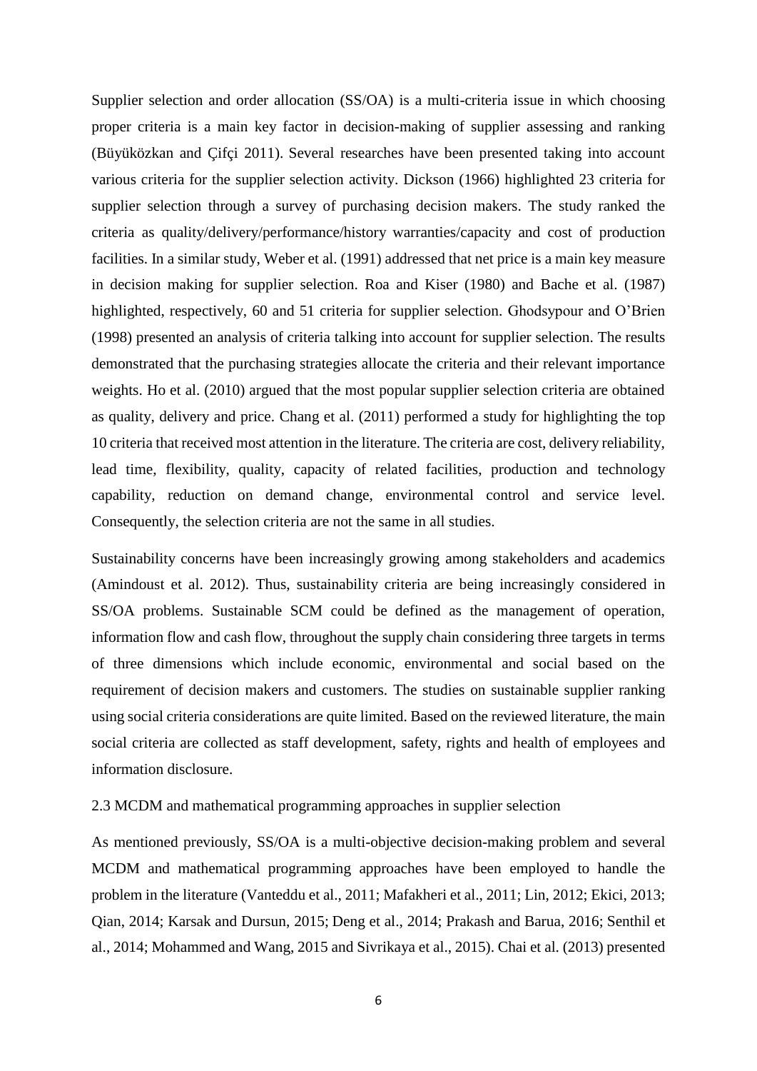Supplier selection and order allocation (SS/OA) is a multi-criteria issue in which choosing proper criteria is a main key factor in decision-making of supplier assessing and ranking (Büyüközkan and Çifçi 2011). Several researches have been presented taking into account various criteria for the supplier selection activity. Dickson (1966) highlighted 23 criteria for supplier selection through a survey of purchasing decision makers. The study ranked the criteria as quality/delivery/performance/history warranties/capacity and cost of production facilities. In a similar study, Weber et al. (1991) addressed that net price is a main key measure in decision making for supplier selection. Roa and Kiser (1980) and Bache et al. (1987) highlighted, respectively, 60 and 51 criteria for supplier selection. Ghodsypour and O'Brien (1998) presented an analysis of criteria talking into account for supplier selection. The results demonstrated that the purchasing strategies allocate the criteria and their relevant importance weights. Ho et al. (2010) argued that the most popular supplier selection criteria are obtained as quality, delivery and price. Chang et al. (2011) performed a study for highlighting the top 10 criteria that received most attention in the literature. The criteria are cost, delivery reliability, lead time, flexibility, quality, capacity of related facilities, production and technology capability, reduction on demand change, environmental control and service level. Consequently, the selection criteria are not the same in all studies.

Sustainability concerns have been increasingly growing among stakeholders and academics (Amindoust et al. 2012). Thus, sustainability criteria are being increasingly considered in SS/OA problems. Sustainable SCM could be defined as the management of operation, information flow and cash flow, throughout the supply chain considering three targets in terms of three dimensions which include economic, environmental and social based on the requirement of decision makers and customers. The studies on sustainable supplier ranking using social criteria considerations are quite limited. Based on the reviewed literature, the main social criteria are collected as staff development, safety, rights and health of employees and information disclosure.

### 2.3 MCDM and mathematical programming approaches in supplier selection

As mentioned previously, SS/OA is a multi-objective decision-making problem and several MCDM and mathematical programming approaches have been employed to handle the problem in the literature (Vanteddu et al., 2011; Mafakheri et al., 2011; Lin, 2012; Ekici, 2013; Qian, 2014; Karsak and Dursun, 2015; Deng et al., 2014; Prakash and Barua, 2016; Senthil et al., 2014; Mohammed and Wang, 2015 and Sivrikaya et al., 2015). Chai et al. (2013) presented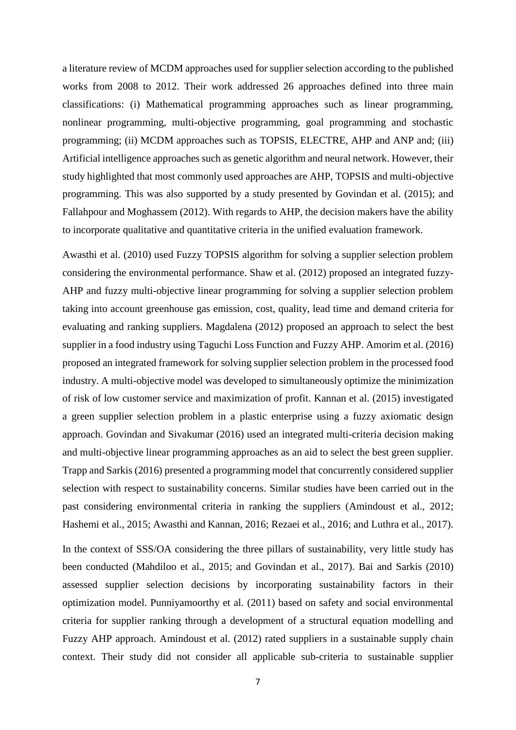a literature review of MCDM approaches used for supplier selection according to the published works from 2008 to 2012. Their work addressed 26 approaches defined into three main classifications: (i) Mathematical programming approaches such as linear programming, nonlinear programming, multi-objective programming, goal programming and stochastic programming; (ii) MCDM approaches such as TOPSIS, ELECTRE, AHP and ANP and; (iii) Artificial intelligence approaches such as genetic algorithm and neural network. However, their study highlighted that most commonly used approaches are AHP, TOPSIS and multi-objective programming. This was also supported by a study presented by Govindan et al. (2015); and Fallahpour and Moghassem (2012). With regards to AHP, the decision makers have the ability to incorporate qualitative and quantitative criteria in the unified evaluation framework.

Awasthi et al. (2010) used Fuzzy TOPSIS algorithm for solving a supplier selection problem considering the environmental performance. Shaw et al. (2012) proposed an integrated fuzzy-AHP and fuzzy multi-objective linear programming for solving a supplier selection problem taking into account greenhouse gas emission, cost, quality, lead time and demand criteria for evaluating and ranking suppliers. Magdalena (2012) proposed an approach to select the best supplier in a food industry using Taguchi Loss Function and Fuzzy AHP. Amorim et al. (2016) proposed an integrated framework for solving supplier selection problem in the processed food industry. A multi-objective model was developed to simultaneously optimize the minimization of risk of low customer service and maximization of profit. Kannan et al. (2015) investigated a green supplier selection problem in a plastic enterprise using a fuzzy axiomatic design approach. Govindan and Sivakumar (2016) used an integrated multi-criteria decision making and multi-objective linear programming approaches as an aid to select the best green supplier. Trapp and Sarkis (2016) presented a programming model that concurrently considered supplier selection with respect to sustainability concerns. Similar studies have been carried out in the past considering environmental criteria in ranking the suppliers (Amindoust et al., 2012; Hashemi et al., 2015; Awasthi and Kannan, 2016; Rezaei et al., 2016; and Luthra et al., 2017).

In the context of SSS/OA considering the three pillars of sustainability, very little study has been conducted (Mahdiloo et al., 2015; and Govindan et al., 2017). Bai and Sarkis (2010) assessed supplier selection decisions by incorporating sustainability factors in their optimization model. Punniyamoorthy et al. (2011) based on safety and social environmental criteria for supplier ranking through a development of a structural equation modelling and Fuzzy AHP approach. Amindoust et al. (2012) rated suppliers in a sustainable supply chain context. Their study did not consider all applicable sub-criteria to sustainable supplier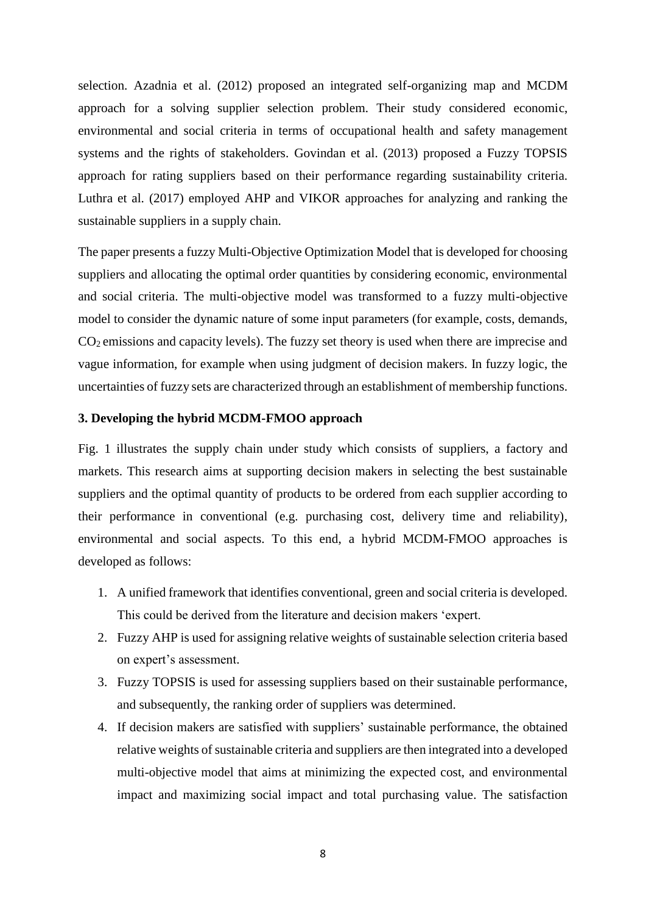selection. Azadnia et al. (2012) proposed an integrated self-organizing map and MCDM approach for a solving supplier selection problem. Their study considered economic, environmental and social criteria in terms of occupational health and safety management systems and the rights of stakeholders. Govindan et al. (2013) proposed a Fuzzy TOPSIS approach for rating suppliers based on their performance regarding sustainability criteria. Luthra et al. (2017) employed AHP and VIKOR approaches for analyzing and ranking the sustainable suppliers in a supply chain.

The paper presents a fuzzy Multi-Objective Optimization Model that is developed for choosing suppliers and allocating the optimal order quantities by considering economic, environmental and social criteria. The multi-objective model was transformed to a fuzzy multi-objective model to consider the dynamic nature of some input parameters (for example, costs, demands, $CO_2$ emissions and capacity levels). The fuzzy set theory is used when there are imprecise and vague information, for example when using judgment of decision makers. In fuzzy logic, the uncertainties of fuzzy sets are characterized through an establishment of membership functions.

### 3. Developing the hybrid MCDM-FMOO approach

Fig. 1 illustrates the supply chain under study which consists of suppliers, a factory and markets. This research aims at supporting decision makers in selecting the best sustainable suppliers and the optimal quantity of products to be ordered from each supplier according to their performance in conventional (e.g. purchasing cost, delivery time and reliability), environmental and social aspects. To this end, a hybrid MCDM-FMOO approaches is developed as follows:

1. A unified framework that identifies conventional, green and social criteria is developed. This could be derived from the literature and decision makers 'expert.
2. Fuzzy AHP is used for assigning relative weights of sustainable selection criteria based on expert's assessment.
3. Fuzzy TOPSIS is used for assessing suppliers based on their sustainable performance, and subsequently, the ranking order of suppliers was determined.
4. If decision makers are satisfied with suppliers' sustainable performance, the obtained relative weights of sustainable criteria and suppliers are then integrated into a developed multi-objective model that aims at minimizing the expected cost, and environmental impact and maximizing social impact and total purchasing value. The satisfaction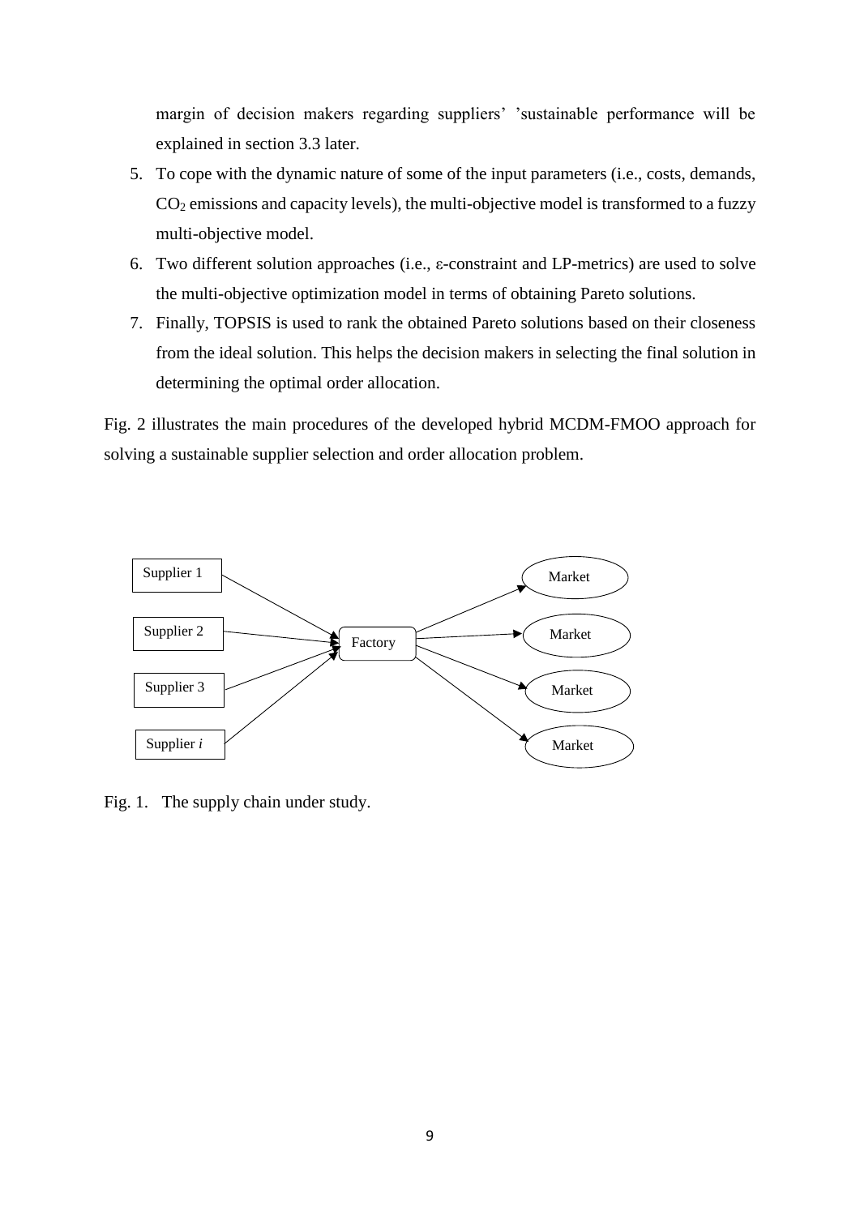margin of decision makers regarding suppliers' 'sustainable performance will be explained in section 3.3 later.

5. To cope with the dynamic nature of some of the input parameters (i.e., costs, demands, $CO_2$ emissions and capacity levels), the multi-objective model is transformed to a fuzzy multi-objective model.
6. Two different solution approaches (i.e., ε-constraint and LP-metrics) are used to solve the multi-objective optimization model in terms of obtaining Pareto solutions.
7. Finally, TOPSIS is used to rank the obtained Pareto solutions based on their closeness from the ideal solution. This helps the decision makers in selecting the final solution in determining the optimal order allocation.

Fig. 2 illustrates the main procedures of the developed hybrid MCDM-FMOO approach for solving a sustainable supplier selection and order allocation problem.

Supplier 1

Supplier 2

Supplier 3

Supplier *i*

Factory

Market

Market

Market

Market

Fig. 1. The supply chain under study.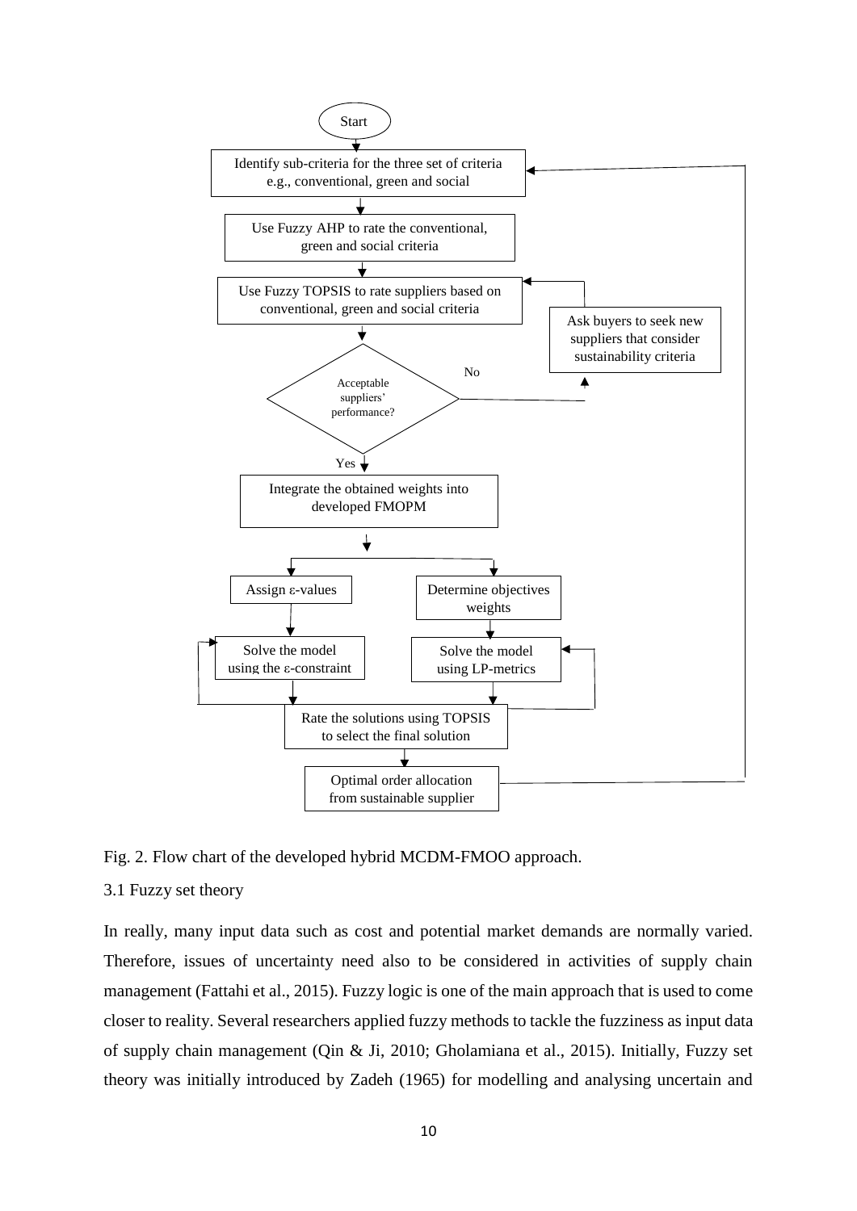Fig. 2. Flow chart of the developed hybrid MCDM-FMOO approach.

### 3.1 Fuzzy set theory

In really, many input data such as cost and potential market demands are normally varied. Therefore, issues of uncertainty need also to be considered in activities of supply chain management (Fattahi et al., 2015). Fuzzy logic is one of the main approach that is used to come closer to reality. Several researchers applied fuzzy methods to tackle the fuzziness as input data of supply chain management (Qin & Ji, 2010; Gholamiana et al., 2015). Initially, Fuzzy set theory was initially introduced by Zadeh (1965) for modelling and analysing uncertain and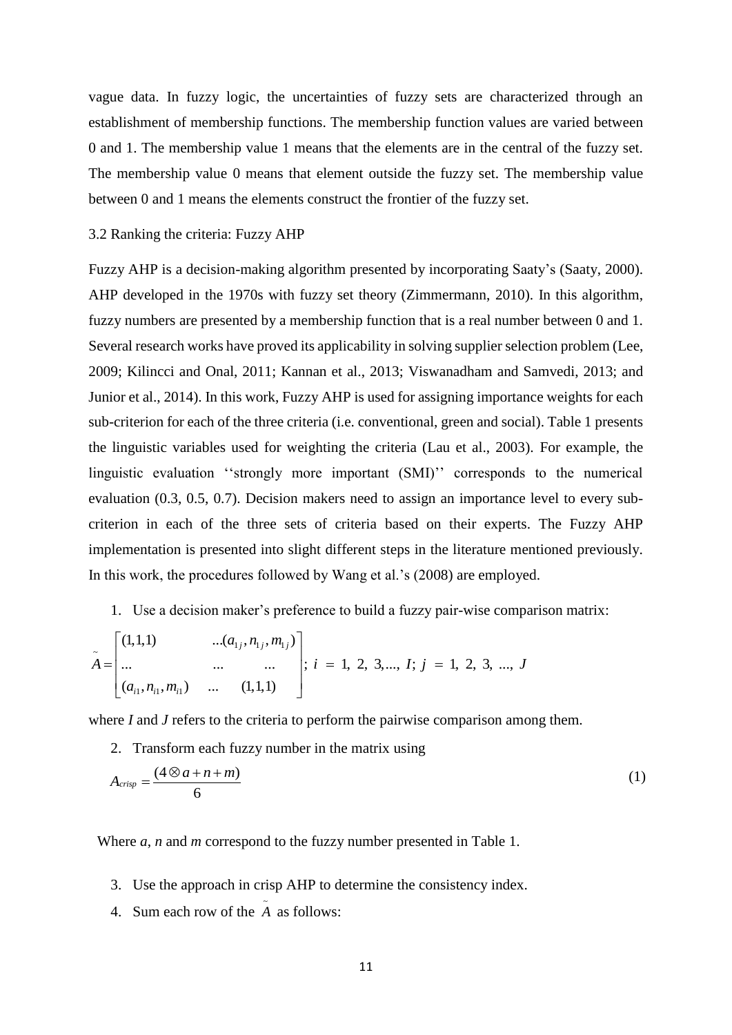vague data. In fuzzy logic, the uncertainties of fuzzy sets are characterized through an establishment of membership functions. The membership function values are varied between 0 and 1. The membership value 1 means that the elements are in the central of the fuzzy set. The membership value 0 means that element outside the fuzzy set. The membership value between 0 and 1 means the elements construct the frontier of the fuzzy set.

### 3.2 Ranking the criteria: Fuzzy AHP

Fuzzy AHP is a decision-making algorithm presented by incorporating Saaty's (Saaty, 2000). AHP developed in the 1970s with fuzzy set theory (Zimmermann, 2010). In this algorithm, fuzzy numbers are presented by a membership function that is a real number between 0 and 1. Several research works have proved its applicability in solving supplier selection problem (Lee, 2009; Kilincci and Onal, 2011; Kannan et al., 2013; Viswanadham and Samvedi, 2013; and Junior et al., 2014). In this work, Fuzzy AHP is used for assigning importance weights for each sub-criterion for each of the three criteria (i.e. conventional, green and social). Table 1 presents the linguistic variables used for weighting the criteria (Lau et al., 2003). For example, the linguistic evaluation ''strongly more important (SMI)'' corresponds to the numerical evaluation (0.3, 0.5, 0.7). Decision makers need to assign an importance level to every sub-criterion in each of the three sets of criteria based on their experts. The Fuzzy AHP implementation is presented into slight different steps in the literature mentioned previously. In this work, the procedures followed by Wang et al.'s (2008) are employed.

1. Use a decision maker's preference to build a fuzzy pair-wise comparison matrix:

$$\tilde{A} = \begin{bmatrix} (1,1,1) & \ldots(a_{1j}, n_{1j}, m_{1j}) \\ \ldots & \ldots \quad\quad \ldots \\ (a_{i1}, n_{i1}, m_{i1}) \quad \ldots & (1,1,1) \end{bmatrix}; \; i = 1, 2, 3, \ldots, I; \; j = 1, 2, 3, \ldots, J$$

where $I$ and $J$ refers to the criteria to perform the pairwise comparison among them.

2. Transform each fuzzy number in the matrix using

$$A_{crisp} = \frac{(4 \otimes a + n + m)}{6} \tag{1}$$

Where $a$, $n$ and $m$ correspond to the fuzzy number presented in Table 1.

3. Use the approach in crisp AHP to determine the consistency index.
4. Sum each row of the $\tilde{A}$ as follows: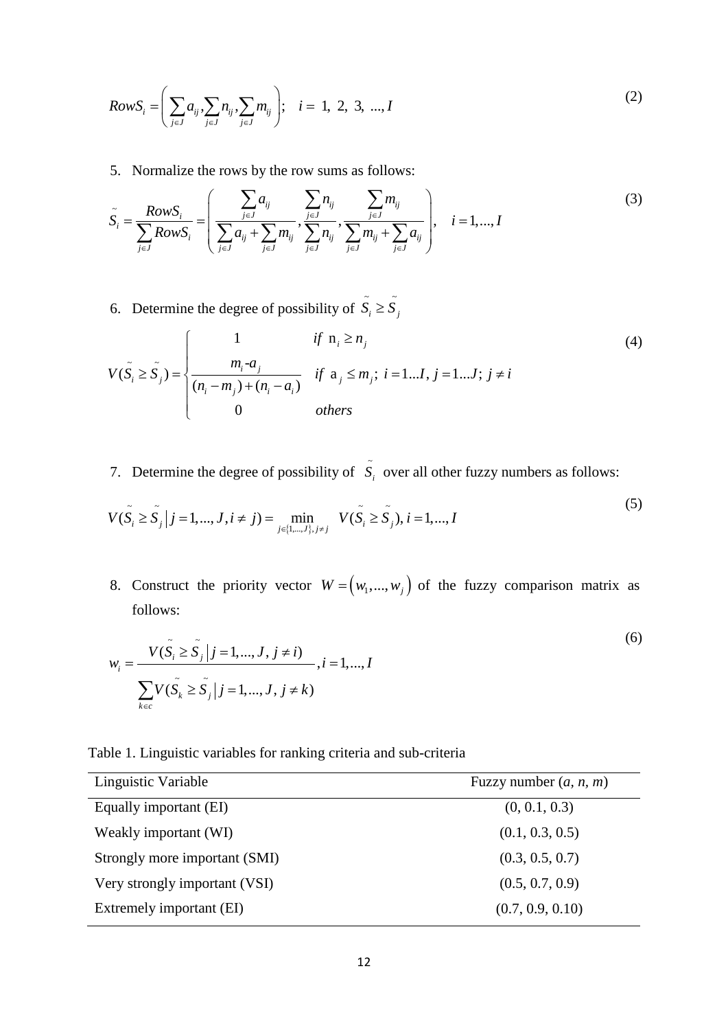$$RowS_i = \left( \sum_{j \in J} a_{ij}, \sum_{j \in J} n_{ij}, \sum_{j \in J} m_{ij} \right); \quad i = 1, 2, 3, ..., I \tag{2}$$

5. Normalize the rows by the row sums as follows:

$$\tilde{S_i} = \frac{RowS_i}{\sum_{j \in J} RowS_i} = \left( \frac{\sum_{j \in J} a_{ij}}{\sum_{j \in J} a_{ij} + \sum_{j \in J} m_{ij}}, \frac{\sum_{j \in J} n_{ij}}{\sum_{j \in J} n_{ij}}, \frac{\sum_{j \in J} m_{ij}}{\sum_{j \in J} m_{ij} + \sum_{j \in J} a_{ij}} \right), \quad i = 1, ..., I \tag{3}$$

6. Determine the degree of possibility of $\tilde{S_i} \geq \tilde{S_j}$

$$V(\tilde{S_i} \geq \tilde{S_j}) = \begin{cases} 1 & if \ \mathrm{n}_i \geq n_j \\ \dfrac{m_i - a_j}{(n_i - m_j) + (n_i - a_i)} & if \ \mathrm{a}_j \leq m_j; \ i = 1...I, \ j = 1...J; \ j \neq i \\ 0 & others \end{cases} \tag{4}$$

7. Determine the degree of possibility of $\tilde{S_i}$ over all other fuzzy numbers as follows:

$$V(\tilde{S_i} \geq \tilde{S_j} \,|\, j = 1, ..., J, i \neq j) = \min_{j \in \{1, ..., J\}, j \neq j} V(\tilde{S_i} \geq \tilde{S_j}), i = 1, ..., I \tag{5}$$

8. Construct the priority vector $W = (w_1, ..., w_j)$ of the fuzzy comparison matrix as follows:

$$w_i = \frac{V(\tilde{S_i} \geq \tilde{S_j} \,|\, j = 1, ..., J, j \neq i)}{\sum_{k \in c} V(\tilde{S_k} \geq \tilde{S_j} \,|\, j = 1, ..., J, j \neq k)}, i = 1, ..., I \tag{6}$$

Table 1. Linguistic variables for ranking criteria and sub-criteria

| Linguistic Variable | Fuzzy number (*a*, *n*, *m*) |
|---|---|
| Equally important (EI) | (0, 0.1, 0.3) |
| Weakly important (WI) | (0.1, 0.3, 0.5) |
| Strongly more important (SMI) | (0.3, 0.5, 0.7) |
| Very strongly important (VSI) | (0.5, 0.7, 0.9) |
| Extremely important (EI) | (0.7, 0.9, 0.10) |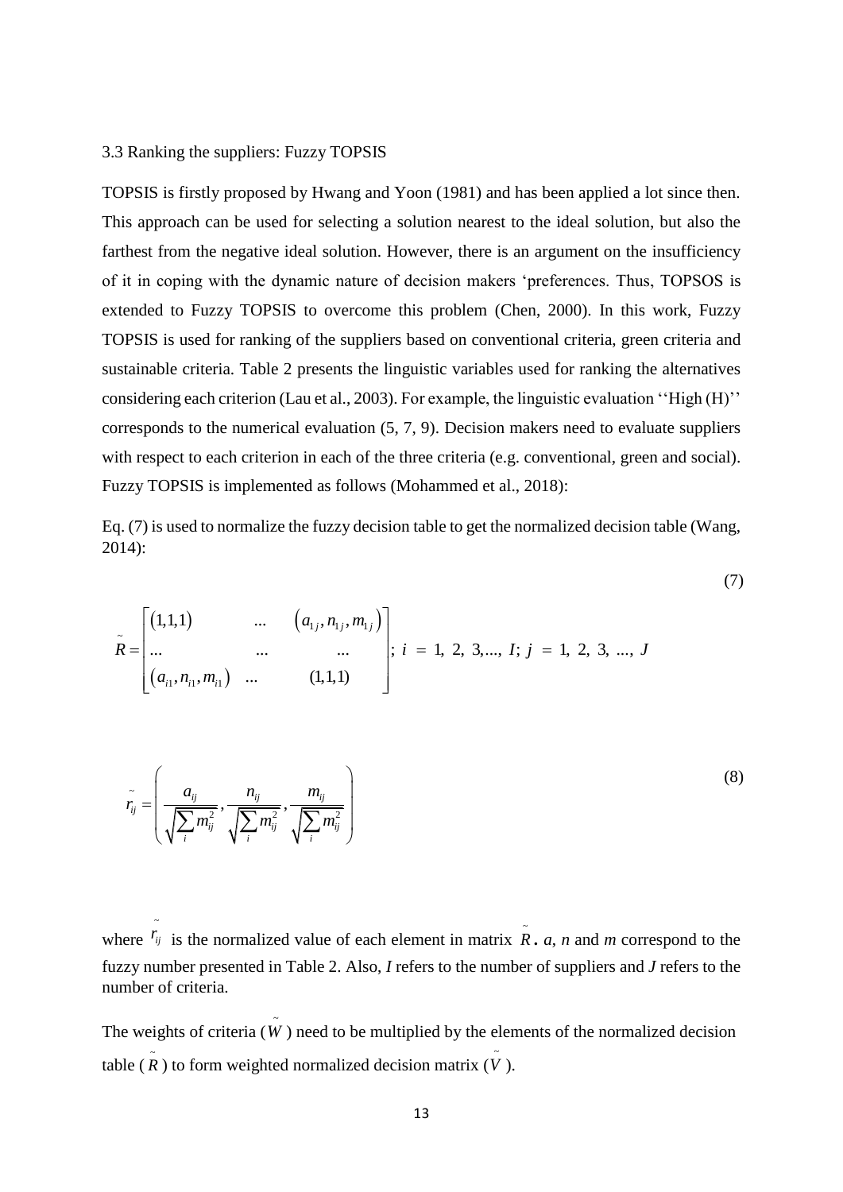3.3 Ranking the suppliers: Fuzzy TOPSIS

TOPSIS is firstly proposed by Hwang and Yoon (1981) and has been applied a lot since then. This approach can be used for selecting a solution nearest to the ideal solution, but also the farthest from the negative ideal solution. However, there is an argument on the insufficiency of it in coping with the dynamic nature of decision makers 'preferences. Thus, TOPSOS is extended to Fuzzy TOPSIS to overcome this problem (Chen, 2000). In this work, Fuzzy TOPSIS is used for ranking of the suppliers based on conventional criteria, green criteria and sustainable criteria. Table 2 presents the linguistic variables used for ranking the alternatives considering each criterion (Lau et al., 2003). For example, the linguistic evaluation ''High (H)'' corresponds to the numerical evaluation (5, 7, 9). Decision makers need to evaluate suppliers with respect to each criterion in each of the three criteria (e.g. conventional, green and social). Fuzzy TOPSIS is implemented as follows (Mohammed et al., 2018):

Eq. (7) is used to normalize the fuzzy decision table to get the normalized decision table (Wang, 2014):

$$\tilde{R} = \begin{bmatrix} (1,1,1) & \ldots & (a_{1j}, n_{1j}, m_{1j}) \\ \ldots & \ldots & \ldots \\ (a_{i1}, n_{i1}, m_{i1}) & \ldots & (1,1,1) \end{bmatrix}; \; i = 1, 2, 3, \ldots, I; \; j = 1, 2, 3, \ldots, J \tag{7}$$

$$\tilde{r}_{ij} = \left( \frac{a_{ij}}{\sqrt{\sum_i m_{ij}^2}}, \frac{n_{ij}}{\sqrt{\sum_i m_{ij}^2}}, \frac{m_{ij}}{\sqrt{\sum_i m_{ij}^2}} \right) \tag{8}$$

where $\tilde{r}_{ij}$ is the normalized value of each element in matrix $\tilde{R}$. $a$, $n$ and $m$ correspond to the fuzzy number presented in Table 2. Also, $I$ refers to the number of suppliers and $J$ refers to the number of criteria.

The weights of criteria ($\tilde{W}$) need to be multiplied by the elements of the normalized decision table ($\tilde{R}$) to form weighted normalized decision matrix ($\tilde{V}$).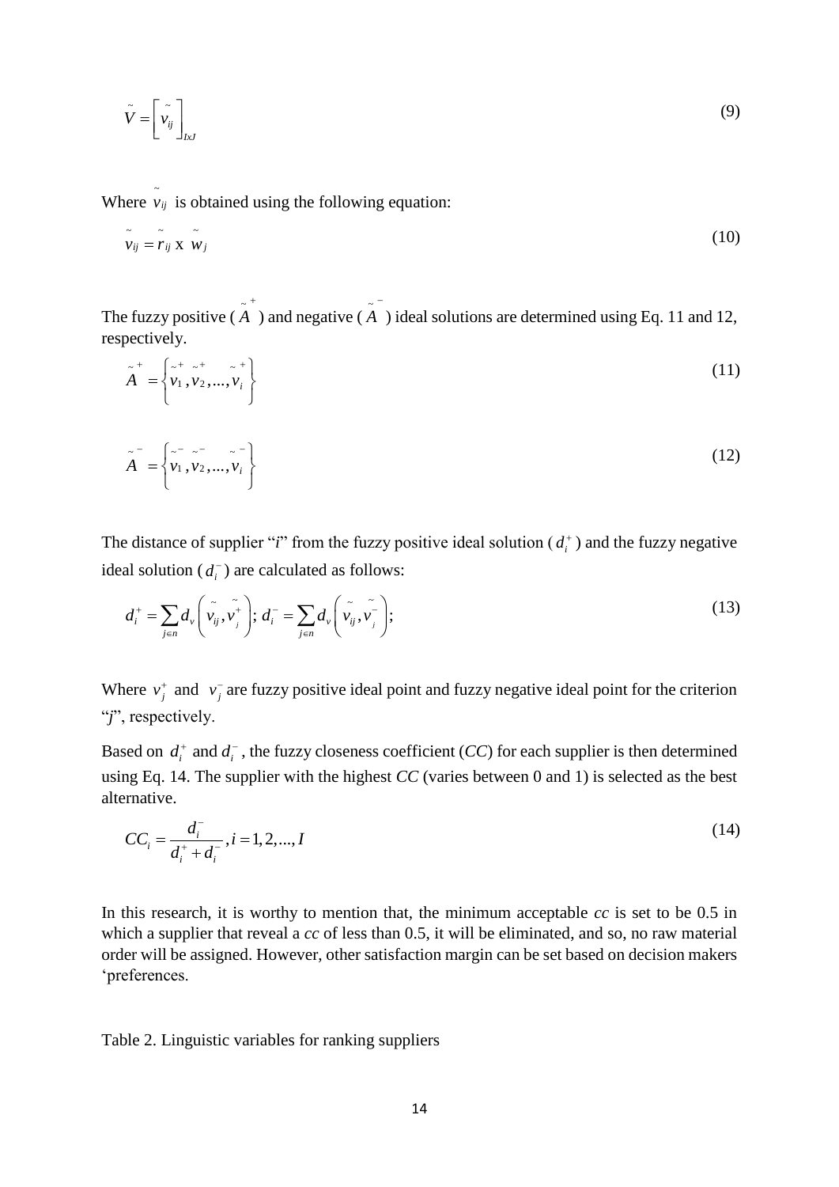$$\tilde{V} = \left[ \tilde{v}_{ij} \right]_{IxJ} \tag{9}$$

Where $\tilde{v}_{ij}$ is obtained using the following equation:

$$\tilde{v}_{ij} = \tilde{r}_{ij} \text{ x } \tilde{w}_j \tag{10}$$

The fuzzy positive ($\tilde{A}^+$) and negative ($\tilde{A}^-$) ideal solutions are determined using Eq. 11 and 12, respectively.

$$\tilde{A}^+ = \left\{ \tilde{v}_1^+, \tilde{v}_2^+, ..., \tilde{v}_i^+ \right\} \tag{11}$$

$$\tilde{A}^- = \left\{ \tilde{v}_1^-, \tilde{v}_2^-, ..., \tilde{v}_i^- \right\} \tag{12}$$

The distance of supplier "*i*" from the fuzzy positive ideal solution ($d_i^+$) and the fuzzy negative ideal solution ($d_i^-$) are calculated as follows:

$$d_i^+ = \sum_{j \in n} d_v \left( \tilde{v}_{ij}, \tilde{v}_j^+ \right); \; d_i^- = \sum_{j \in n} d_v \left( \tilde{v}_{ij}, \tilde{v}_j^- \right); \tag{13}$$

Where $v_j^+$ and $v_j^-$ are fuzzy positive ideal point and fuzzy negative ideal point for the criterion "*j*", respectively.

Based on $d_i^+$ and $d_i^-$, the fuzzy closeness coefficient (*CC*) for each supplier is then determined using Eq. 14. The supplier with the highest *CC* (varies between 0 and 1) is selected as the best alternative.

$$CC_i = \frac{d_i^-}{d_i^+ + d_i^-}, i = 1, 2, ..., I \tag{14}$$

In this research, it is worthy to mention that, the minimum acceptable *cc* is set to be 0.5 in which a supplier that reveal a *cc* of less than 0.5, it will be eliminated, and so, no raw material order will be assigned. However, other satisfaction margin can be set based on decision makers 'preferences.

Table 2. Linguistic variables for ranking suppliers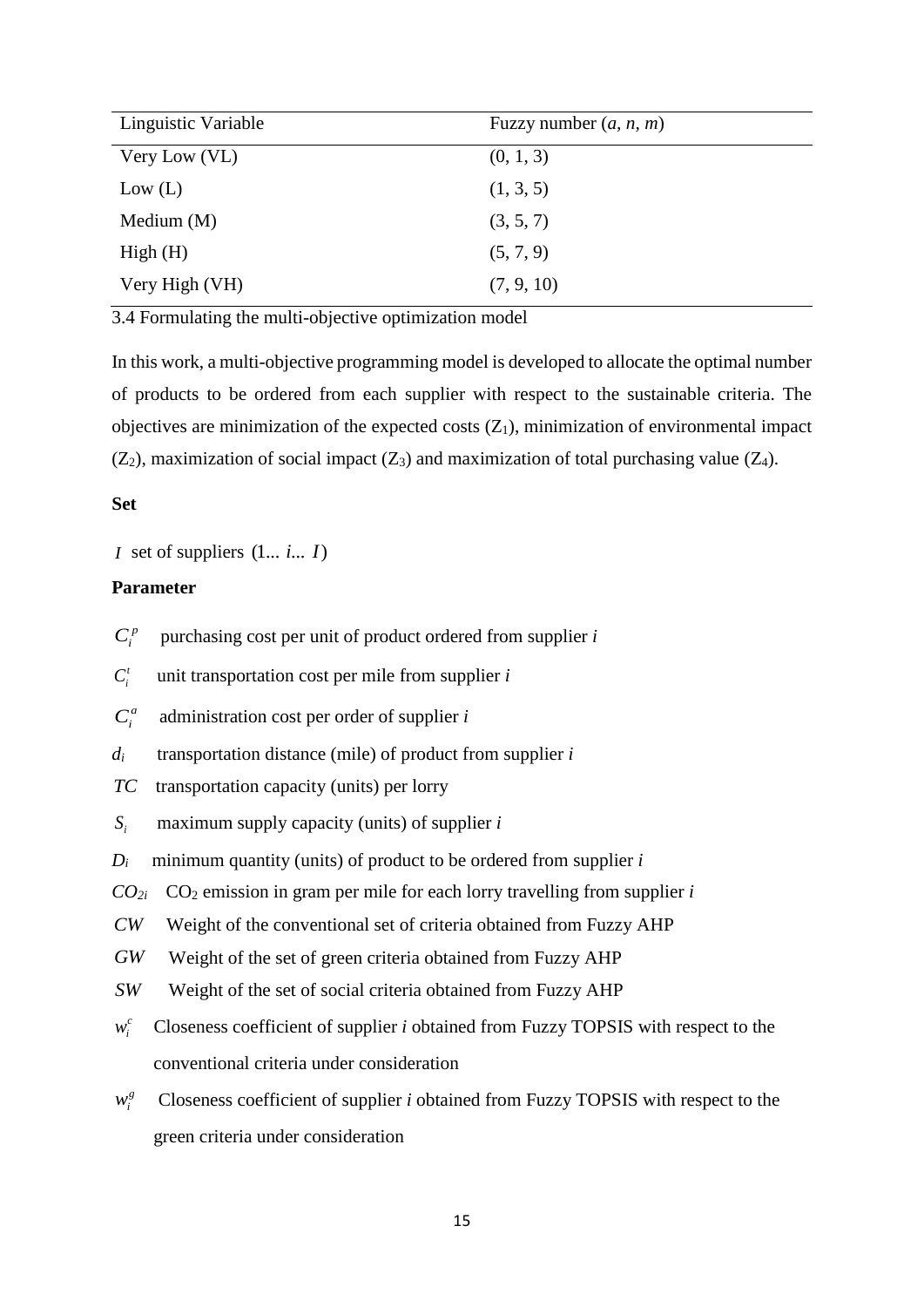| Linguistic Variable | Fuzzy number ($a$, $n$, $m$) |
|---|---|
| Very Low (VL) | (0, 1, 3) |
| Low (L) | (1, 3, 5) |
| Medium (M) | (3, 5, 7) |
| High (H) | (5, 7, 9) |
| Very High (VH) | (7, 9, 10) |

### 3.4 Formulating the multi-objective optimization model

In this work, a multi-objective programming model is developed to allocate the optimal number of products to be ordered from each supplier with respect to the sustainable criteria. The objectives are minimization of the expected costs ($Z_1$), minimization of environmental impact ($Z_2$), maximization of social impact ($Z_3$) and maximization of total purchasing value ($Z_4$).

**Set**

$I$ set of suppliers $(1... i... I)$

**Parameter**

- $C_i^p$ purchasing cost per unit of product ordered from supplier $i$
- $C_i^t$ unit transportation cost per mile from supplier $i$
- $C_i^a$ administration cost per order of supplier $i$
- $d_i$ transportation distance (mile) of product from supplier $i$
- $TC$ transportation capacity (units) per lorry
- $S_i$ maximum supply capacity (units) of supplier $i$
- $D_i$ minimum quantity (units) of product to be ordered from supplier $i$
- $CO_{2i}$ $CO_2$ emission in gram per mile for each lorry travelling from supplier $i$
- $CW$ Weight of the conventional set of criteria obtained from Fuzzy AHP
- $GW$ Weight of the set of green criteria obtained from Fuzzy AHP
- $SW$ Weight of the set of social criteria obtained from Fuzzy AHP
- $w_i^c$ Closeness coefficient of supplier $i$ obtained from Fuzzy TOPSIS with respect to the conventional criteria under consideration
- $w_i^g$ Closeness coefficient of supplier $i$ obtained from Fuzzy TOPSIS with respect to the green criteria under consideration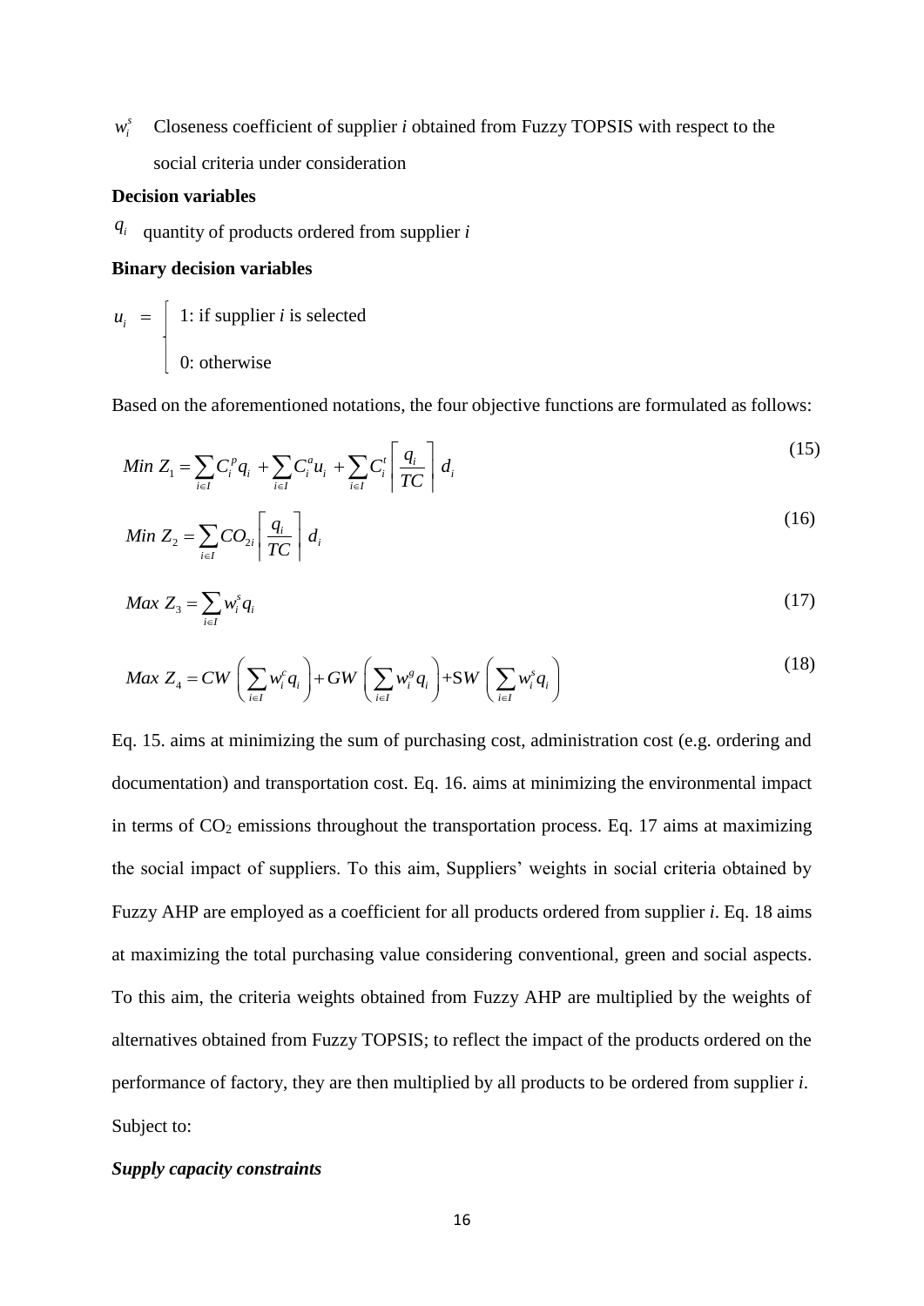$w_i^s$ Closeness coefficient of supplier *i* obtained from Fuzzy TOPSIS with respect to the social criteria under consideration

**Decision variables**

$q_i$ quantity of products ordered from supplier *i*

**Binary decision variables**

$$u_i = \begin{cases} 1: \text{if supplier } i \text{ is selected} \\ 0: \text{otherwise} \end{cases}$$

Based on the aforementioned notations, the four objective functions are formulated as follows:

$$Min\ Z_1 = \sum_{i \in I} C_i^p q_i + \sum_{i \in I} C_i^a u_i + \sum_{i \in I} C_i^t \left\lceil \frac{q_i}{TC} \right\rceil d_i \tag{15}$$

$$Min\ Z_2 = \sum_{i \in I} CO_{2i} \left\lceil \frac{q_i}{TC} \right\rceil d_i \tag{16}$$

$$Max\ Z_3 = \sum_{i \in I} w_i^s q_i \tag{17}$$

$$Max\ Z_4 = CW\left(\sum_{i \in I} w_i^c q_i\right) + GW\left(\sum_{i \in I} w_i^g q_i\right) + SW\left(\sum_{i \in I} w_i^s q_i\right) \tag{18}$$

Eq. 15. aims at minimizing the sum of purchasing cost, administration cost (e.g. ordering and documentation) and transportation cost. Eq. 16. aims at minimizing the environmental impact in terms of $CO_2$ emissions throughout the transportation process. Eq. 17 aims at maximizing the social impact of suppliers. To this aim, Suppliers' weights in social criteria obtained by Fuzzy AHP are employed as a coefficient for all products ordered from supplier *i*. Eq. 18 aims at maximizing the total purchasing value considering conventional, green and social aspects. To this aim, the criteria weights obtained from Fuzzy AHP are multiplied by the weights of alternatives obtained from Fuzzy TOPSIS; to reflect the impact of the products ordered on the performance of factory, they are then multiplied by all products to be ordered from supplier *i*.

Subject to:

***Supply capacity constraints***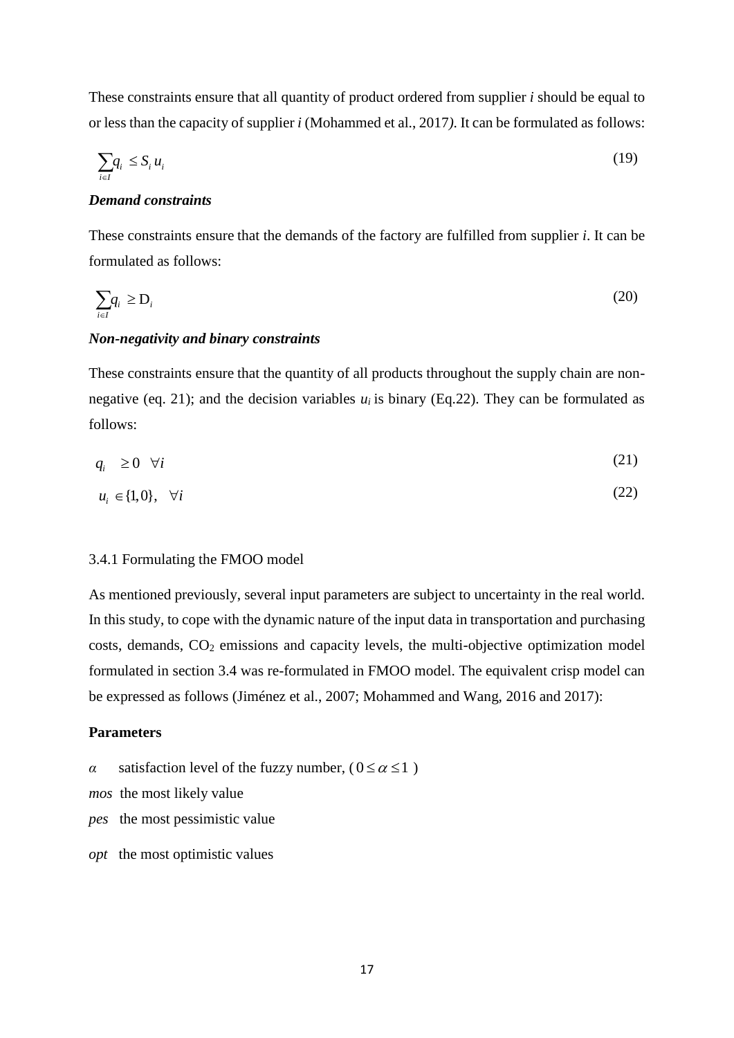These constraints ensure that all quantity of product ordered from supplier *i* should be equal to or less than the capacity of supplier *i* (Mohammed et al., 2017*)*. It can be formulated as follows:

$$\sum_{i \in I} q_i \leq S_i u_i \tag{19}$$

***Demand constraints***

These constraints ensure that the demands of the factory are fulfilled from supplier *i*. It can be formulated as follows:

$$\sum_{i \in I} q_i \geq \mathrm{D}_i \tag{20}$$

***Non-negativity and binary constraints***

These constraints ensure that the quantity of all products throughout the supply chain are non-negative (eq. 21); and the decision variables $u_i$ is binary (Eq.22). They can be formulated as follows:

$$q_i \quad \geq 0 \quad \forall i \tag{21}$$

$$u_i \in \{1, 0\}, \quad \forall i \tag{22}$$

3.4.1 Formulating the FMOO model

As mentioned previously, several input parameters are subject to uncertainty in the real world. In this study, to cope with the dynamic nature of the input data in transportation and purchasing costs, demands, $CO_2$ emissions and capacity levels, the multi-objective optimization model formulated in section 3.4 was re-formulated in FMOO model. The equivalent crisp model can be expressed as follows (Jiménez et al., 2007; Mohammed and Wang, 2016 and 2017):

**Parameters**

$\alpha$ satisfaction level of the fuzzy number, ( $0 \leq \alpha \leq 1$ )

*mos* the most likely value

*pes* the most pessimistic value

*opt* the most optimistic values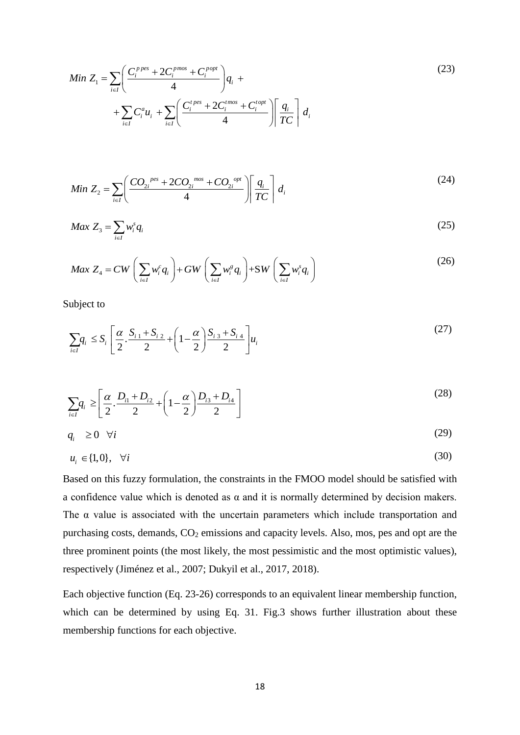$$Min\ Z_1 = \sum_{i \in I} \left( \frac{C_i^{p\,pes} + 2C_i^{p\,mos} + C_i^{p\,opt}}{4} \right) q_i + \\ + \sum_{i \in I} C_i^a u_i + \sum_{i \in I} \left( \frac{C_i^{t\,pes} + 2C_i^{t\,mos} + C_i^{t\,opt}}{4} \right) \left\lceil \frac{q_i}{TC} \right\rceil d_i \tag{23}$$

$$Min\ Z_2 = \sum_{i \in I} \left( \frac{CO_{2i}{}^{pes} + 2CO_{2i}{}^{mos} + CO_{2i}{}^{opt}}{4} \right) \left\lceil \frac{q_i}{TC} \right\rceil d_i \tag{24}$$

$$Max\ Z_3 = \sum_{i \in I} w_i^s q_i \tag{25}$$

$$Max\ Z_4 = CW \left( \sum_{i \in I} w_i^c q_i \right) + GW \left( \sum_{i \in I} w_i^g q_i \right) + SW \left( \sum_{i \in I} w_i^s q_i \right) \tag{26}$$

Subject to

$$\sum_{i \in I} q_i \leq S_i \left[ \frac{\alpha}{2} \cdot \frac{S_{i\,1} + S_{i\,2}}{2} + \left( 1 - \frac{\alpha}{2} \right) \frac{S_{i\,3} + S_{i\,4}}{2} \right] u_i \tag{27}$$

$$\sum_{i \in I} q_i \geq \left[ \frac{\alpha}{2} \cdot \frac{D_{i1} + D_{i2}}{2} + \left( 1 - \frac{\alpha}{2} \right) \frac{D_{i3} + D_{i4}}{2} \right] \tag{28}$$

$$q_i \quad \geq 0 \quad \forall i \tag{29}$$

$$u_i \in \{1, 0\}, \quad \forall i \tag{30}$$

Based on this fuzzy formulation, the constraints in the FMOO model should be satisfied with a confidence value which is denoted as α and it is normally determined by decision makers. The α value is associated with the uncertain parameters which include transportation and purchasing costs, demands, $CO_2$ emissions and capacity levels. Also, mos, pes and opt are the three prominent points (the most likely, the most pessimistic and the most optimistic values), respectively (Jiménez et al., 2007; Dukyil et al., 2017, 2018).

Each objective function (Eq. 23-26) corresponds to an equivalent linear membership function, which can be determined by using Eq. 31. Fig.3 shows further illustration about these membership functions for each objective.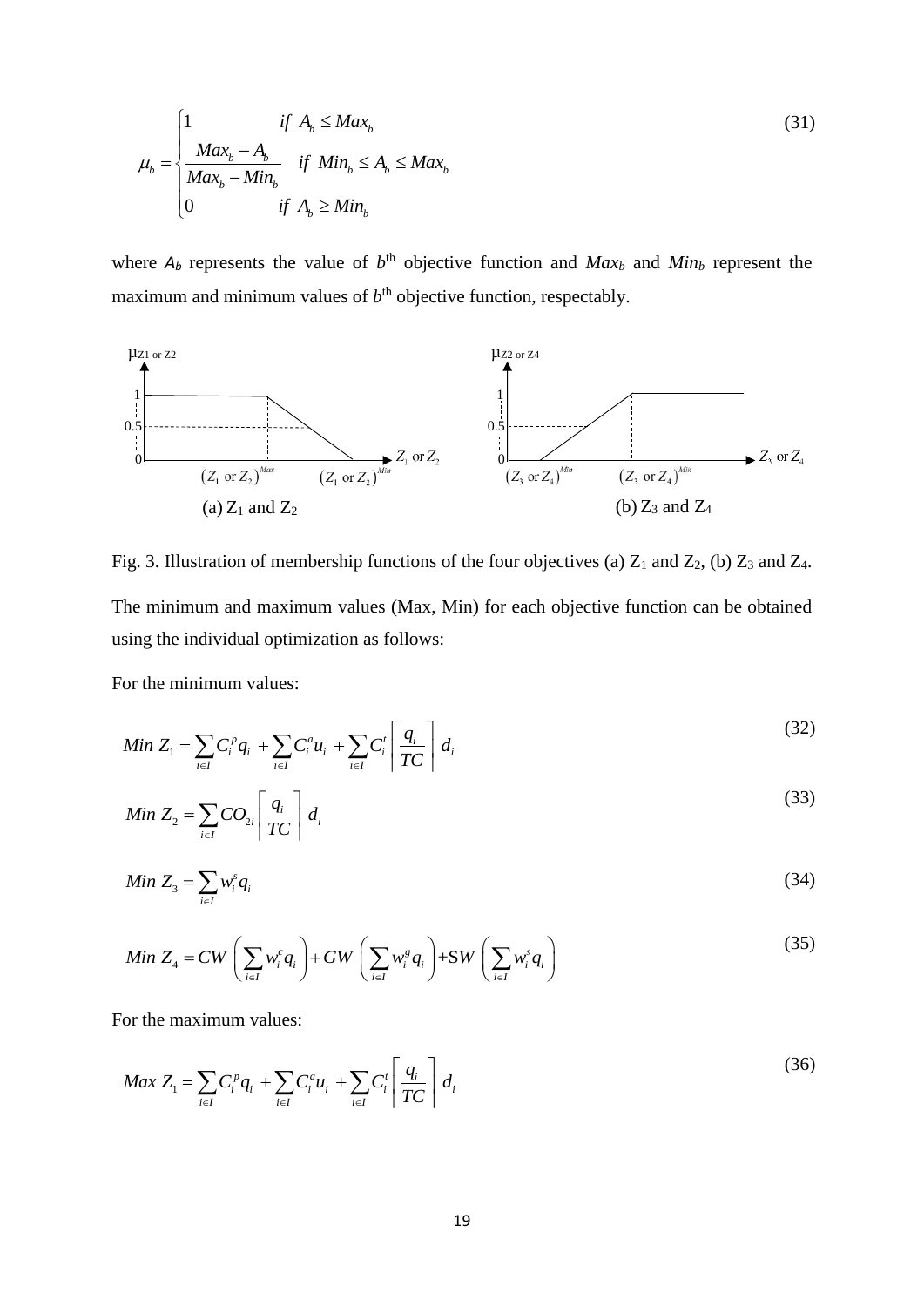$$\mu_b = \begin{cases} 1 & if \;\; A_b \leq Max_b \\ \dfrac{Max_b - A_b}{Max_b - Min_b} & if \;\; Min_b \leq A_b \leq Max_b \\ 0 & if \;\; A_b \geq Min_b \end{cases} \tag{31}$$

where $A_b$ represents the value of $b^{\text{th}}$ objective function and $Max_b$ and $Min_b$ represent the maximum and minimum values of $b^{\text{th}}$ objective function, respectably.

Fig. 3. Illustration of membership functions of the four objectives (a) $Z_1$ and $Z_2$, (b) $Z_3$ and $Z_4$.

The minimum and maximum values (Max, Min) for each objective function can be obtained using the individual optimization as follows:

For the minimum values:

$$Min\ Z_1 = \sum_{i \in I} C_i^p q_i + \sum_{i \in I} C_i^a u_i + \sum_{i \in I} C_i^t \left\lceil \frac{q_i}{TC} \right\rceil d_i \tag{32}$$

$$Min\ Z_2 = \sum_{i \in I} CO_{2i} \left\lceil \frac{q_i}{TC} \right\rceil d_i \tag{33}$$

$$Min\ Z_3 = \sum_{i \in I} w_i^s q_i \tag{34}$$

$$Min\ Z_4 = CW \left( \sum_{i \in I} w_i^c q_i \right) + GW \left( \sum_{i \in I} w_i^g q_i \right) + SW \left( \sum_{i \in I} w_i^s q_i \right) \tag{35}$$

For the maximum values:

$$Max\ Z_1 = \sum_{i \in I} C_i^p q_i + \sum_{i \in I} C_i^a u_i + \sum_{i \in I} C_i^t \left\lceil \frac{q_i}{TC} \right\rceil d_i \tag{36}$$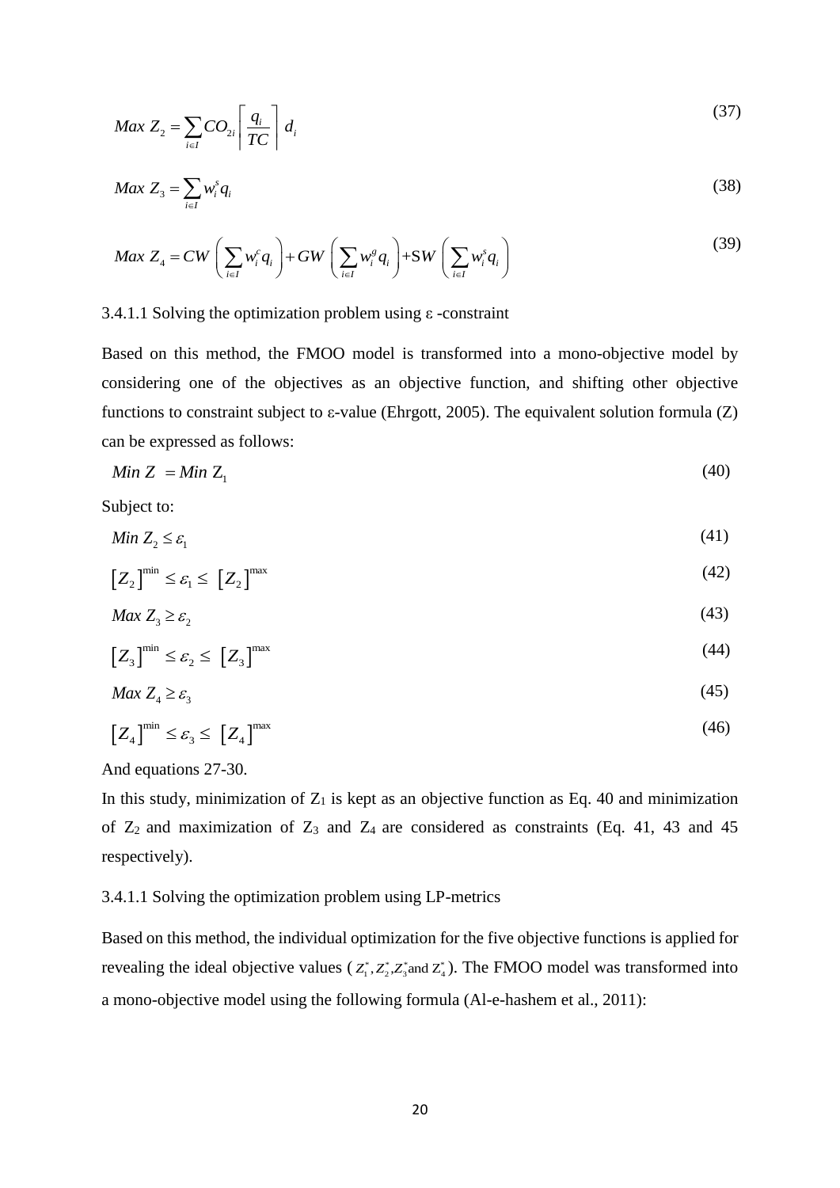$$Max\ Z_2 = \sum_{i \in I} CO_{2i} \left\lceil \frac{q_i}{TC} \right\rceil d_i \tag{37}$$

$$Max\ Z_3 = \sum_{i \in I} w_i^s q_i \tag{38}$$

$$Max\ Z_4 = CW \left( \sum_{i \in I} w_i^c q_i \right) + GW \left( \sum_{i \in I} w_i^g q_i \right) + SW \left( \sum_{i \in I} w_i^s q_i \right) \tag{39}$$

3.4.1.1 Solving the optimization problem using ε -constraint

Based on this method, the FMOO model is transformed into a mono-objective model by considering one of the objectives as an objective function, and shifting other objective functions to constraint subject to ε-value (Ehrgott, 2005). The equivalent solution formula (Z) can be expressed as follows:

$$Min\ Z = Min\ Z_1 \tag{40}$$

Subject to:

$$Min\ Z_2 \le \varepsilon_1 \tag{41}$$

$$[Z_2]^{\min} \le \varepsilon_1 \le [Z_2]^{\max} \tag{42}$$

$$Max\ Z_3 \ge \varepsilon_2 \tag{43}$$

$$[Z_3]^{\min} \le \varepsilon_2 \le [Z_3]^{\max} \tag{44}$$

$$Max\ Z_4 \ge \varepsilon_3 \tag{45}$$

$$[Z_4]^{\min} \le \varepsilon_3 \le [Z_4]^{\max} \tag{46}$$

And equations 27-30.

In this study, minimization of $Z_1$ is kept as an objective function as Eq. 40 and minimization of $Z_2$ and maximization of $Z_3$ and $Z_4$ are considered as constraints (Eq. 41, 43 and 45 respectively).

3.4.1.1 Solving the optimization problem using LP-metrics

Based on this method, the individual optimization for the five objective functions is applied for revealing the ideal objective values ($Z_1^*, Z_2^*, Z_3^*$ and $Z_4^*$). The FMOO model was transformed into a mono-objective model using the following formula (Al-e-hashem et al., 2011):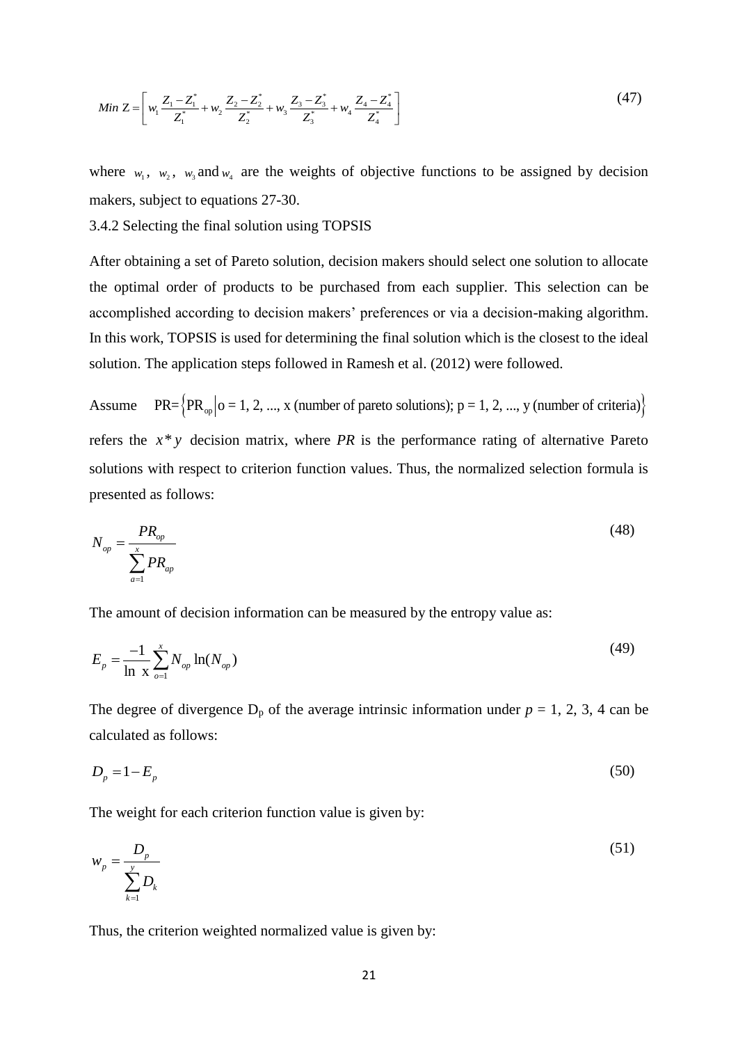$$Min\ Z = \left[ w_1 \frac{Z_1 - Z_1^*}{Z_1^*} + w_2 \frac{Z_2 - Z_2^*}{Z_2^*} + w_3 \frac{Z_3 - Z_3^*}{Z_3^*} + w_4 \frac{Z_4 - Z_4^*}{Z_4^*} \right] \tag{47}$$

where $w_1$, $w_2$, $w_3$ and $w_4$ are the weights of objective functions to be assigned by decision makers, subject to equations 27-30.

3.4.2 Selecting the final solution using TOPSIS

After obtaining a set of Pareto solution, decision makers should select one solution to allocate the optimal order of products to be purchased from each supplier. This selection can be accomplished according to decision makers' preferences or via a decision-making algorithm. In this work, TOPSIS is used for determining the final solution which is the closest to the ideal solution. The application steps followed in Ramesh et al. (2012) were followed.

Assume $\text{PR}=\left\{\text{PR}_{\text{op}} \middle| \text{o = 1, 2, ..., x (number of pareto solutions); p = 1, 2, ..., y (number of criteria)}\right\}$ refers the $x * y$ decision matrix, where *PR* is the performance rating of alternative Pareto solutions with respect to criterion function values. Thus, the normalized selection formula is presented as follows:

$$N_{op} = \frac{PR_{op}}{\sum_{a=1}^{x} PR_{ap}} \tag{48}$$

The amount of decision information can be measured by the entropy value as:

$$E_p = \frac{-1}{\ln\ x} \sum_{o=1}^{x} N_{op} \ln(N_{op}) \tag{49}$$

The degree of divergence $D_p$ of the average intrinsic information under $p$ = 1, 2, 3, 4 can be calculated as follows:

$$D_p = 1 - E_p \tag{50}$$

The weight for each criterion function value is given by:

$$w_p = \frac{D_p}{\sum_{k=1}^{y} D_k} \tag{51}$$

Thus, the criterion weighted normalized value is given by: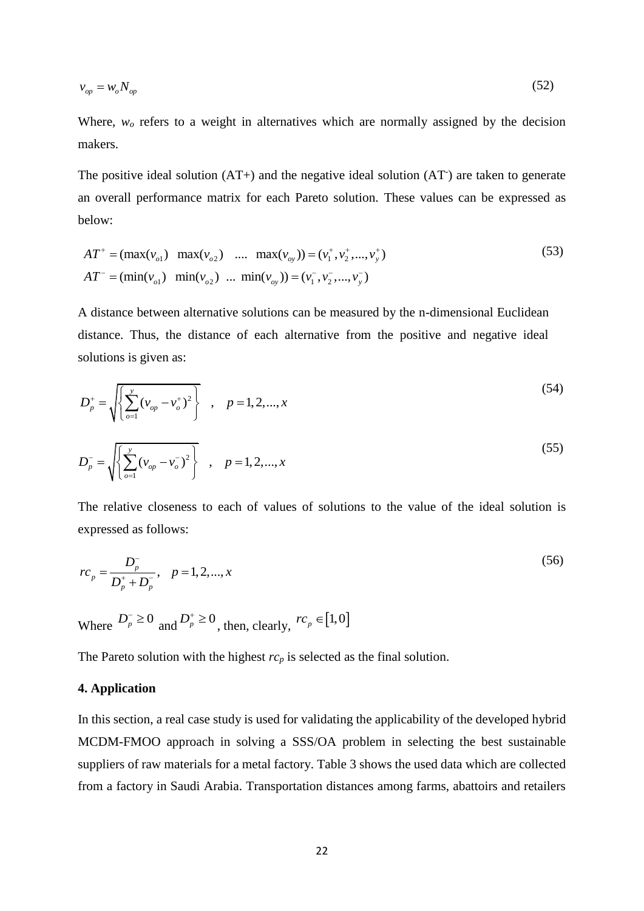$$v_{op} = w_o N_{op} \tag{52}$$

Where, $w_o$ refers to a weight in alternatives which are normally assigned by the decision makers.

The positive ideal solution (AT+) and the negative ideal solution (AT-) are taken to generate an overall performance matrix for each Pareto solution. These values can be expressed as below:

$$\begin{aligned} AT^+ &= (\max(v_{o1}) \quad \max(v_{o2}) \quad .... \quad \max(v_{oy})) = (v_1^+, v_2^+, ..., v_y^+) \\ AT^- &= (\min(v_{o1}) \quad \min(v_{o2}) \quad ... \quad \min(v_{oy})) = (v_1^-, v_2^-, ..., v_y^-) \end{aligned} \tag{53}$$

A distance between alternative solutions can be measured by the n-dimensional Euclidean distance. Thus, the distance of each alternative from the positive and negative ideal solutions is given as:

$$D_p^+ = \sqrt{\left\{ \sum_{o=1}^{y} (v_{op} - v_o^+)^2 \right\}} \quad , \quad p = 1, 2, ..., x \tag{54}$$

$$D_p^- = \sqrt{\left\{ \sum_{o=1}^{y} (v_{op} - v_o^-)^2 \right\}} \quad , \quad p = 1, 2, ..., x \tag{55}$$

The relative closeness to each of values of solutions to the value of the ideal solution is expressed as follows:

$$rc_p = \frac{D_p^-}{D_p^+ + D_p^-}, \quad p = 1, 2, ..., x \tag{56}$$

Where $D_p^- \geq 0$ and $D_p^+ \geq 0$, then, clearly, $rc_p \in [1, 0]$

The Pareto solution with the highest $rc_p$ is selected as the final solution.

## 4. Application

In this section, a real case study is used for validating the applicability of the developed hybrid MCDM-FMOO approach in solving a SSS/OA problem in selecting the best sustainable suppliers of raw materials for a metal factory. Table 3 shows the used data which are collected from a factory in Saudi Arabia. Transportation distances among farms, abattoirs and retailers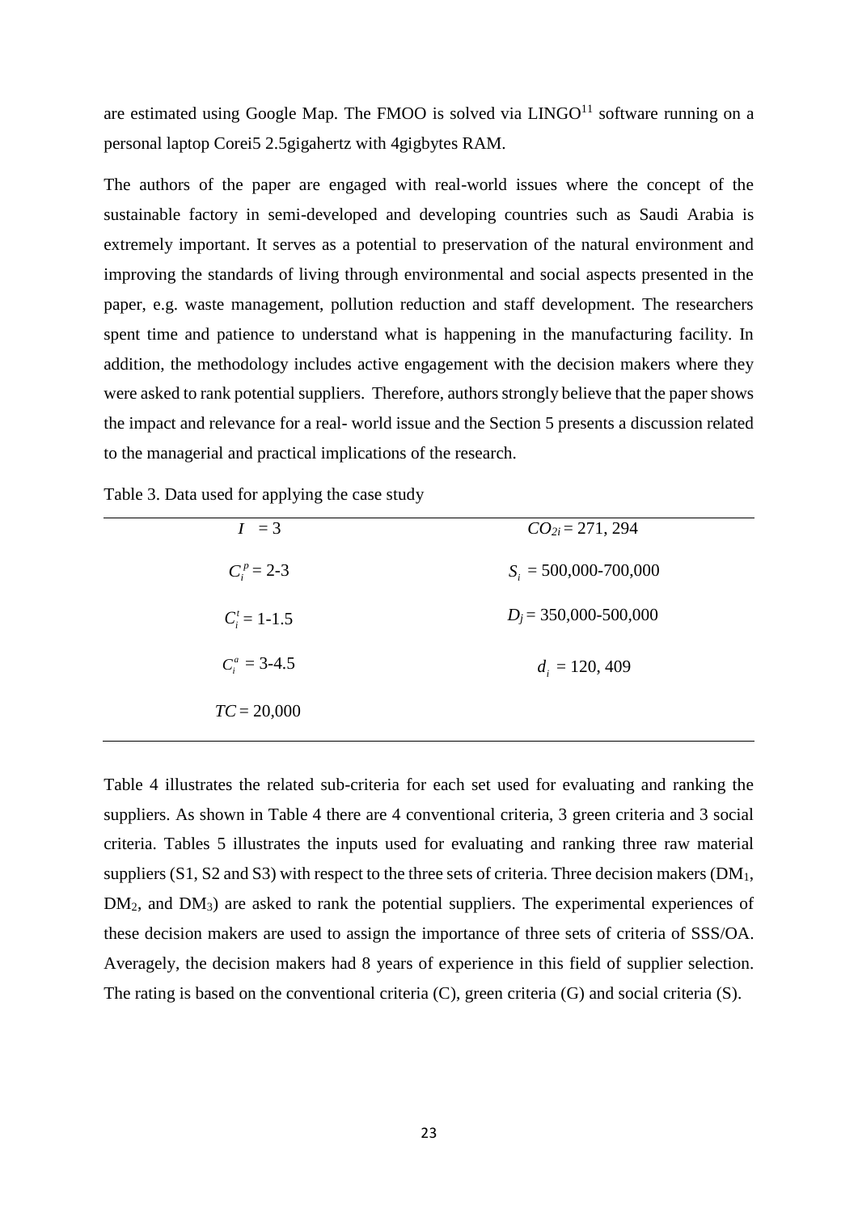are estimated using Google Map. The FMOO is solved via LINGO[11] software running on a personal laptop Corei5 2.5gigahertz with 4gigbytes RAM.

The authors of the paper are engaged with real-world issues where the concept of the sustainable factory in semi-developed and developing countries such as Saudi Arabia is extremely important. It serves as a potential to preservation of the natural environment and improving the standards of living through environmental and social aspects presented in the paper, e.g. waste management, pollution reduction and staff development. The researchers spent time and patience to understand what is happening in the manufacturing facility. In addition, the methodology includes active engagement with the decision makers where they were asked to rank potential suppliers. Therefore, authors strongly believe that the paper shows the impact and relevance for a real- world issue and the Section 5 presents a discussion related to the managerial and practical implications of the research.

Table 3. Data used for applying the case study

| | |
|---|---|
| $I = 3$ | $CO_{2i} = 271, 294$ |
| $C_i^p = 2\text{-}3$ | $S_i = 500{,}000\text{-}700{,}000$ |
| $C_i^t = 1\text{-}1.5$ | $D_j = 350{,}000\text{-}500{,}000$ |
| $C_i^a = 3\text{-}4.5$ | $d_i = 120, 409$ |
| $TC = 20{,}000$ | |

Table 4 illustrates the related sub-criteria for each set used for evaluating and ranking the suppliers. As shown in Table 4 there are 4 conventional criteria, 3 green criteria and 3 social criteria. Tables 5 illustrates the inputs used for evaluating and ranking three raw material suppliers (S1, S2 and S3) with respect to the three sets of criteria. Three decision makers ($DM_1$, $DM_2$, and $DM_3$) are asked to rank the potential suppliers. The experimental experiences of these decision makers are used to assign the importance of three sets of criteria of SSS/OA. Averagely, the decision makers had 8 years of experience in this field of supplier selection. The rating is based on the conventional criteria (C), green criteria (G) and social criteria (S).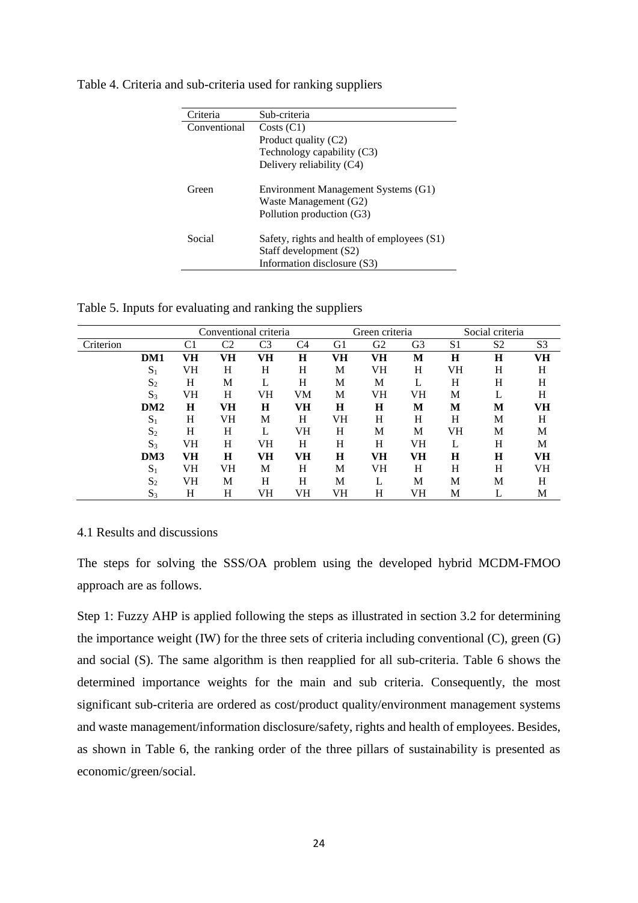Table 4. Criteria and sub-criteria used for ranking suppliers

| Criteria | Sub-criteria |
|---|---|
| Conventional | Costs (C1) |
| | Product quality (C2) |
| | Technology capability (C3) |
| | Delivery reliability (C4) |
| Green | Environment Management Systems (G1) |
| | Waste Management (G2) |
| | Pollution production (G3) |
| Social | Safety, rights and health of employees (S1) |
| | Staff development (S2) |
| | Information disclosure (S3) |

Table 5. Inputs for evaluating and ranking the suppliers

| | | Conventional criteria | | | | Green criteria | | | Social criteria | | |
|---|---|---|---|---|---|---|---|---|---|---|---|
| Criterion | | C1 | C2 | C3 | C4 | G1 | G2 | G3 | S1 | S2 | S3 |
| | **DM1** | **VH** | **VH** | **VH** | **H** | **VH** | **VH** | **M** | **H** | **H** | **VH** |
| | $S_1$ | VH | H | H | H | M | VH | H | VH | H | H |
| | $S_2$ | H | M | L | H | M | M | L | H | H | H |
| | $S_3$ | VH | H | VH | VM | M | VH | VH | M | L | H |
| | **DM2** | **H** | **VH** | **H** | **VH** | **H** | **H** | **M** | **M** | **M** | **VH** |
| | $S_1$ | H | VH | M | H | VH | H | H | H | M | H |
| | $S_2$ | H | H | L | VH | H | M | M | VH | M | M |
| | $S_3$ | VH | H | VH | H | H | H | VH | L | H | M |
| | **DM3** | **VH** | **H** | **VH** | **VH** | **H** | **VH** | **VH** | **H** | **H** | **VH** |
| | $S_1$ | VH | VH | M | H | M | VH | H | H | H | VH |
| | $S_2$ | VH | M | H | H | M | L | M | M | M | H |
| | $S_3$ | H | H | VH | VH | VH | H | VH | M | L | M |

### 4.1 Results and discussions

The steps for solving the SSS/OA problem using the developed hybrid MCDM-FMOO approach are as follows.

Step 1: Fuzzy AHP is applied following the steps as illustrated in section 3.2 for determining the importance weight (IW) for the three sets of criteria including conventional (C), green (G) and social (S). The same algorithm is then reapplied for all sub-criteria. Table 6 shows the determined importance weights for the main and sub criteria. Consequently, the most significant sub-criteria are ordered as cost/product quality/environment management systems and waste management/information disclosure/safety, rights and health of employees. Besides, as shown in Table 6, the ranking order of the three pillars of sustainability is presented as economic/green/social.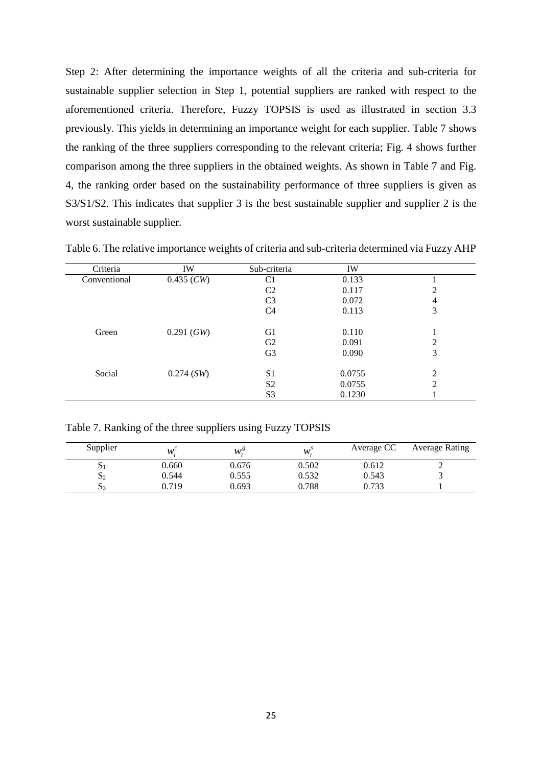Step 2: After determining the importance weights of all the criteria and sub-criteria for sustainable supplier selection in Step 1, potential suppliers are ranked with respect to the aforementioned criteria. Therefore, Fuzzy TOPSIS is used as illustrated in section 3.3 previously. This yields in determining an importance weight for each supplier. Table 7 shows the ranking of the three suppliers corresponding to the relevant criteria; Fig. 4 shows further comparison among the three suppliers in the obtained weights. As shown in Table 7 and Fig. 4, the ranking order based on the sustainability performance of three suppliers is given as S3/S1/S2. This indicates that supplier 3 is the best sustainable supplier and supplier 2 is the worst sustainable supplier.

Table 6. The relative importance weights of criteria and sub-criteria determined via Fuzzy AHP

| Criteria | IW | Sub-criteria | IW | |
|---|---|---|---|---|
| Conventional | 0.435 (*CW*) | C1 | 0.133 | 1 |
| | | C2 | 0.117 | 2 |
| | | C3 | 0.072 | 4 |
| | | C4 | 0.113 | 3 |
| Green | 0.291 (*GW*) | G1 | 0.110 | 1 |
| | | G2 | 0.091 | 2 |
| | | G3 | 0.090 | 3 |
| Social | 0.274 (*SW*) | S1 | 0.0755 | 2 |
| | | S2 | 0.0755 | 2 |
| | | S3 | 0.1230 | 1 |

Table 7. Ranking of the three suppliers using Fuzzy TOPSIS

| Supplier | $w_i^c$ | $w_i^g$ | $w_i^s$ | Average CC | Average Rating |
|---|---|---|---|---|---|
| $S_1$ | 0.660 | 0.676 | 0.502 | 0.612 | 2 |
| $S_2$ | 0.544 | 0.555 | 0.532 | 0.543 | 3 |
| $S_3$ | 0.719 | 0.693 | 0.788 | 0.733 | 1 |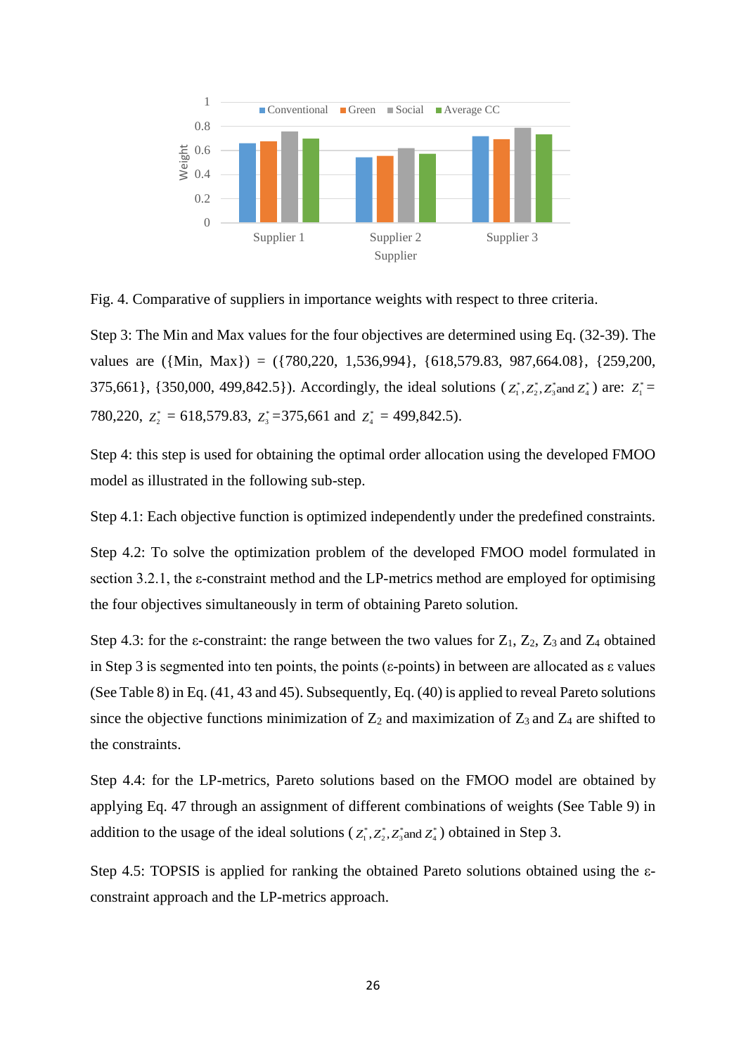Fig. 4. Comparative of suppliers in importance weights with respect to three criteria.

Step 3: The Min and Max values for the four objectives are determined using Eq. (32-39). The values are ({Min, Max}) = ({780,220, 1,536,994}, {618,579.83, 987,664.08}, {259,200, 375,661}, {350,000, 499,842.5}). Accordingly, the ideal solutions ($z_1^*, z_2^*, z_3^*$and $z_4^*$) are: $z_1^*$ = 780,220, $z_2^*$ = 618,579.83, $z_3^*$=375,661 and $z_4^*$ = 499,842.5).

Step 4: this step is used for obtaining the optimal order allocation using the developed FMOO model as illustrated in the following sub-step.

Step 4.1: Each objective function is optimized independently under the predefined constraints.

Step 4.2: To solve the optimization problem of the developed FMOO model formulated in section 3.2.1, the ε-constraint method and the LP-metrics method are employed for optimising the four objectives simultaneously in term of obtaining Pareto solution.

Step 4.3: for the ε-constraint: the range between the two values for $Z_1$, $Z_2$, $Z_3$ and $Z_4$ obtained in Step 3 is segmented into ten points, the points (ε-points) in between are allocated as ε values (See Table 8) in Eq. (41, 43 and 45). Subsequently, Eq. (40) is applied to reveal Pareto solutions since the objective functions minimization of $Z_2$ and maximization of $Z_3$ and $Z_4$ are shifted to the constraints.

Step 4.4: for the LP-metrics, Pareto solutions based on the FMOO model are obtained by applying Eq. 47 through an assignment of different combinations of weights (See Table 9) in addition to the usage of the ideal solutions ($z_1^*, z_2^*, z_3^*$and $z_4^*$) obtained in Step 3.

Step 4.5: TOPSIS is applied for ranking the obtained Pareto solutions obtained using the ε-constraint approach and the LP-metrics approach.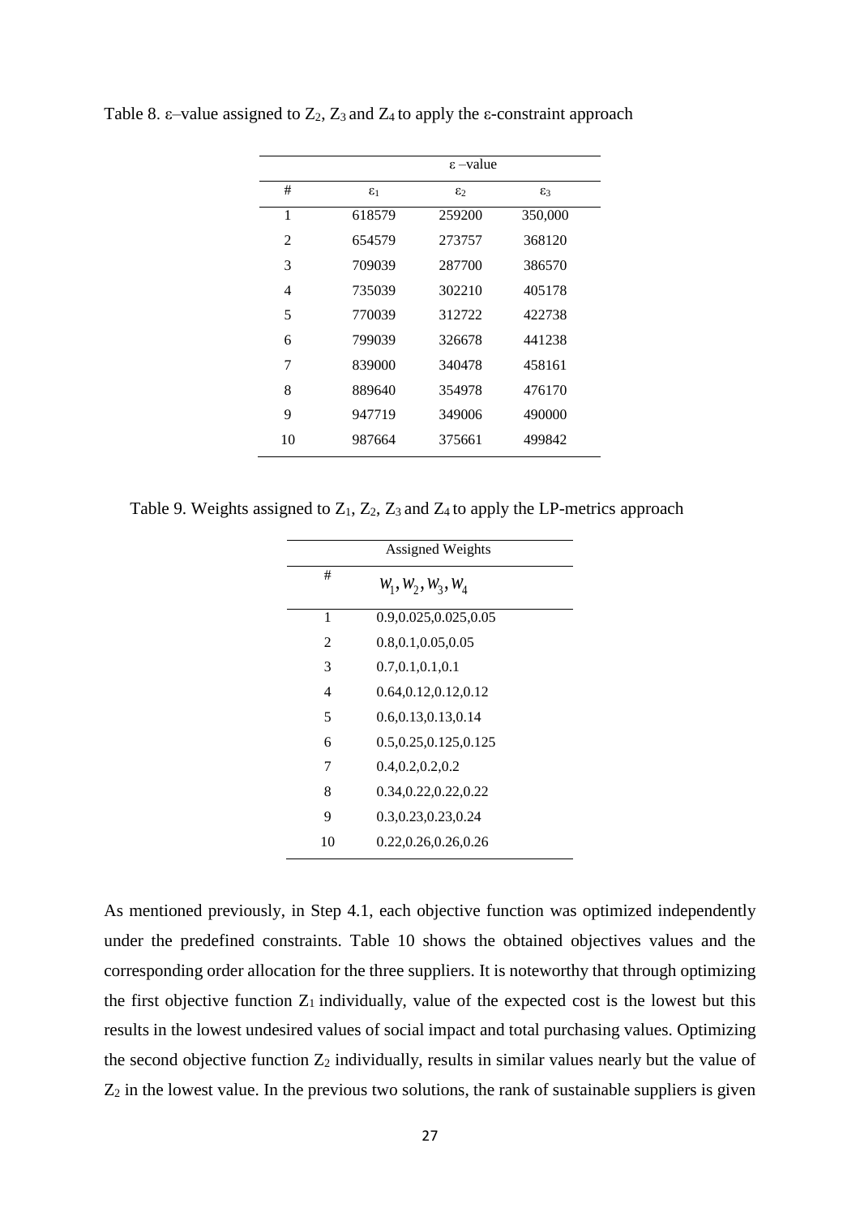Table 8. ε–value assigned to $Z_2$, $Z_3$ and $Z_4$ to apply the ε-constraint approach

| # | ε –value | | |
|---|---|---|---|
| | $\varepsilon_1$ | $\varepsilon_2$ | $\varepsilon_3$ |
| 1 | 618579 | 259200 | 350,000 |
| 2 | 654579 | 273757 | 368120 |
| 3 | 709039 | 287700 | 386570 |
| 4 | 735039 | 302210 | 405178 |
| 5 | 770039 | 312722 | 422738 |
| 6 | 799039 | 326678 | 441238 |
| 7 | 839000 | 340478 | 458161 |
| 8 | 889640 | 354978 | 476170 |
| 9 | 947719 | 349006 | 490000 |
| 10 | 987664 | 375661 | 499842 |

Table 9. Weights assigned to $Z_1$, $Z_2$, $Z_3$ and $Z_4$ to apply the LP-metrics approach

| # | Assigned Weights<br>$w_1, w_2, w_3, w_4$ |
|---|---|
| 1 | 0.9,0.025,0.025,0.05 |
| 2 | 0.8,0.1,0.05,0.05 |
| 3 | 0.7,0.1,0.1,0.1 |
| 4 | 0.64,0.12,0.12,0.12 |
| 5 | 0.6,0.13,0.13,0.14 |
| 6 | 0.5,0.25,0.125,0.125 |
| 7 | 0.4,0.2,0.2,0.2 |
| 8 | 0.34,0.22,0.22,0.22 |
| 9 | 0.3,0.23,0.23,0.24 |
| 10 | 0.22,0.26,0.26,0.26 |

As mentioned previously, in Step 4.1, each objective function was optimized independently under the predefined constraints. Table 10 shows the obtained objectives values and the corresponding order allocation for the three suppliers. It is noteworthy that through optimizing the first objective function $Z_1$ individually, value of the expected cost is the lowest but this results in the lowest undesired values of social impact and total purchasing values. Optimizing the second objective function $Z_2$ individually, results in similar values nearly but the value of $Z_2$ in the lowest value. In the previous two solutions, the rank of sustainable suppliers is given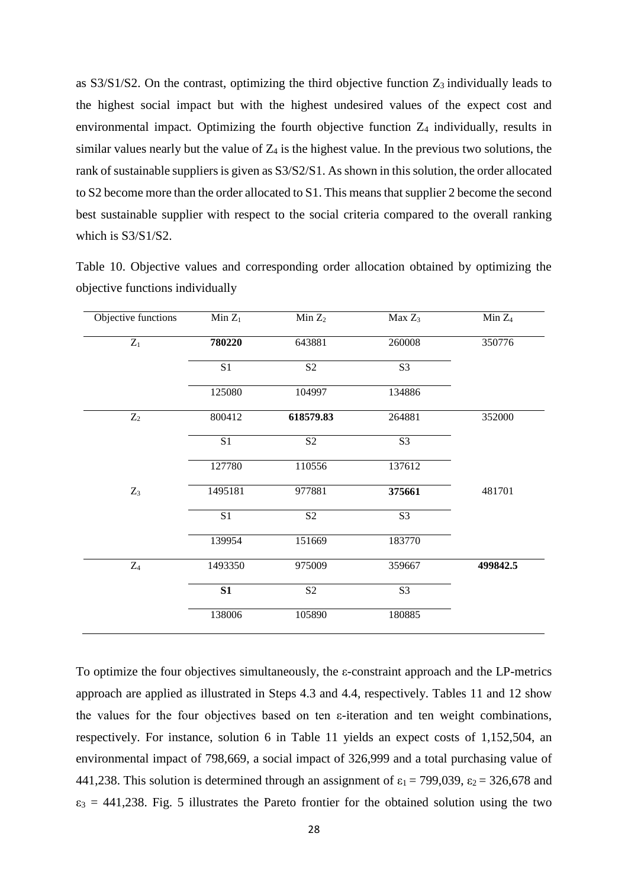as S3/S1/S2. On the contrast, optimizing the third objective function $Z_3$ individually leads to the highest social impact but with the highest undesired values of the expect cost and environmental impact. Optimizing the fourth objective function $Z_4$ individually, results in similar values nearly but the value of $Z_4$ is the highest value. In the previous two solutions, the rank of sustainable suppliers is given as S3/S2/S1. As shown in this solution, the order allocated to S2 become more than the order allocated to S1. This means that supplier 2 become the second best sustainable supplier with respect to the social criteria compared to the overall ranking which is S3/S1/S2.

Table 10. Objective values and corresponding order allocation obtained by optimizing the objective functions individually

| Objective functions | Min $Z_1$ | Min $Z_2$ | Max $Z_3$ | Min $Z_4$ |
|---|---|---|---|---|
| $Z_1$ | **780220** | 643881 | 260008 | 350776 |
| | S1 | S2 | S3 | |
| | 125080 | 104997 | 134886 | |
| $Z_2$ | 800412 | **618579.83** | 264881 | 352000 |
| | S1 | S2 | S3 | |
| | 127780 | 110556 | 137612 | |
| $Z_3$ | 1495181 | 977881 | **375661** | 481701 |
| | S1 | S2 | S3 | |
| | 139954 | 151669 | 183770 | |
| $Z_4$ | 1493350 | 975009 | 359667 | **499842.5** |
| | **S1** | S2 | S3 | |
| | 138006 | 105890 | 180885 | |

To optimize the four objectives simultaneously, the ε-constraint approach and the LP-metrics approach are applied as illustrated in Steps 4.3 and 4.4, respectively. Tables 11 and 12 show the values for the four objectives based on ten ε-iteration and ten weight combinations, respectively. For instance, solution 6 in Table 11 yields an expect costs of 1,152,504, an environmental impact of 798,669, a social impact of 326,999 and a total purchasing value of 441,238. This solution is determined through an assignment of $\varepsilon_1 = 799{,}039$, $\varepsilon_2 = 326{,}678$ and $\varepsilon_3 = 441{,}238$. Fig. 5 illustrates the Pareto frontier for the obtained solution using the two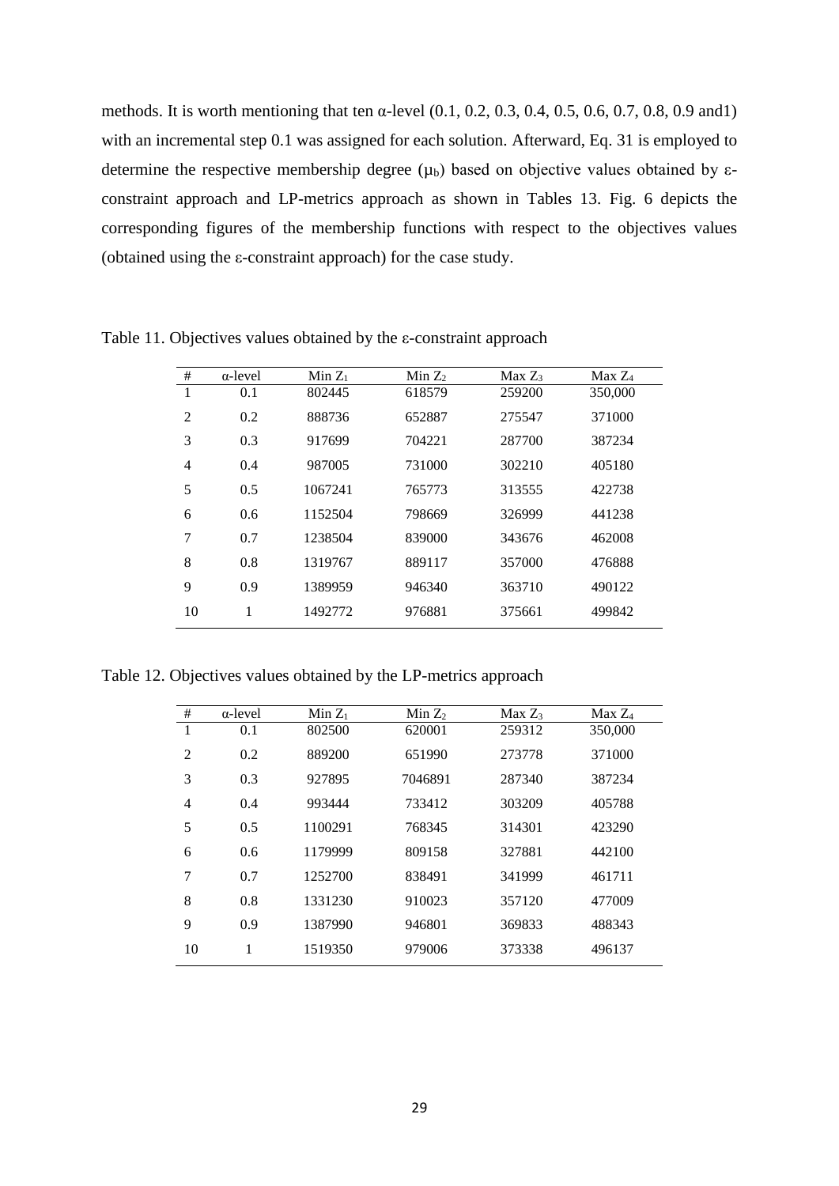methods. It is worth mentioning that ten α-level (0.1, 0.2, 0.3, 0.4, 0.5, 0.6, 0.7, 0.8, 0.9 and1) with an incremental step 0.1 was assigned for each solution. Afterward, Eq. 31 is employed to determine the respective membership degree ($\mu_b$) based on objective values obtained by ε-constraint approach and LP-metrics approach as shown in Tables 13. Fig. 6 depicts the corresponding figures of the membership functions with respect to the objectives values (obtained using the ε-constraint approach) for the case study.

Table 11. Objectives values obtained by the ε-constraint approach

| # | α-level | Min $Z_1$ | Min $Z_2$ | Max $Z_3$ | Max $Z_4$ |
|---|---|---|---|---|---|
| 1 | 0.1 | 802445 | 618579 | 259200 | 350,000 |
| 2 | 0.2 | 888736 | 652887 | 275547 | 371000 |
| 3 | 0.3 | 917699 | 704221 | 287700 | 387234 |
| 4 | 0.4 | 987005 | 731000 | 302210 | 405180 |
| 5 | 0.5 | 1067241 | 765773 | 313555 | 422738 |
| 6 | 0.6 | 1152504 | 798669 | 326999 | 441238 |
| 7 | 0.7 | 1238504 | 839000 | 343676 | 462008 |
| 8 | 0.8 | 1319767 | 889117 | 357000 | 476888 |
| 9 | 0.9 | 1389959 | 946340 | 363710 | 490122 |
| 10 | 1 | 1492772 | 976881 | 375661 | 499842 |

Table 12. Objectives values obtained by the LP-metrics approach

| # | α-level | Min $Z_1$ | Min $Z_2$ | Max $Z_3$ | Max $Z_4$ |
|---|---|---|---|---|---|
| 1 | 0.1 | 802500 | 620001 | 259312 | 350,000 |
| 2 | 0.2 | 889200 | 651990 | 273778 | 371000 |
| 3 | 0.3 | 927895 | 7046891 | 287340 | 387234 |
| 4 | 0.4 | 993444 | 733412 | 303209 | 405788 |
| 5 | 0.5 | 1100291 | 768345 | 314301 | 423290 |
| 6 | 0.6 | 1179999 | 809158 | 327881 | 442100 |
| 7 | 0.7 | 1252700 | 838491 | 341999 | 461711 |
| 8 | 0.8 | 1331230 | 910023 | 357120 | 477009 |
| 9 | 0.9 | 1387990 | 946801 | 369833 | 488343 |
| 10 | 1 | 1519350 | 979006 | 373338 | 496137 |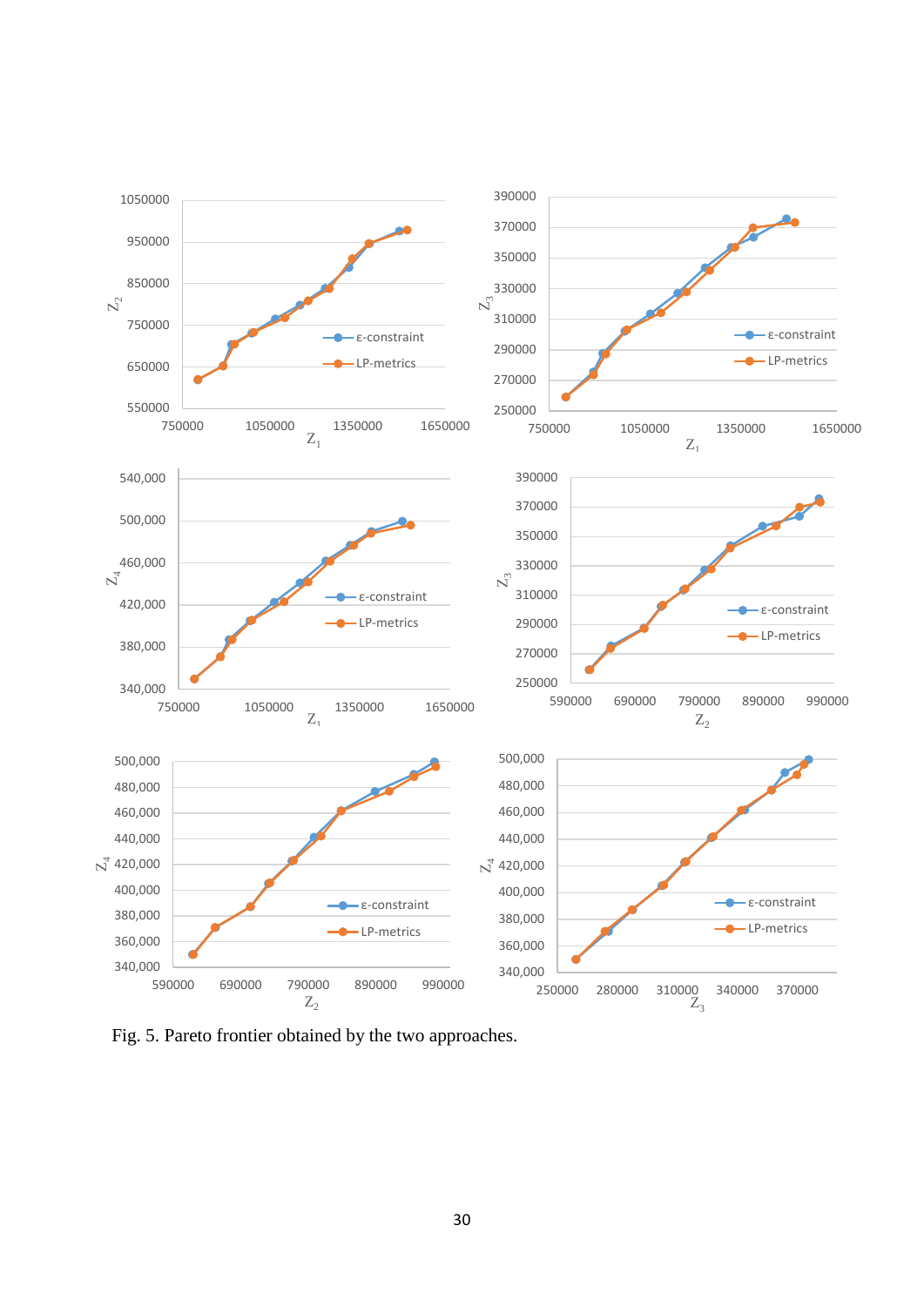Fig. 5. Pareto frontier obtained by the two approaches.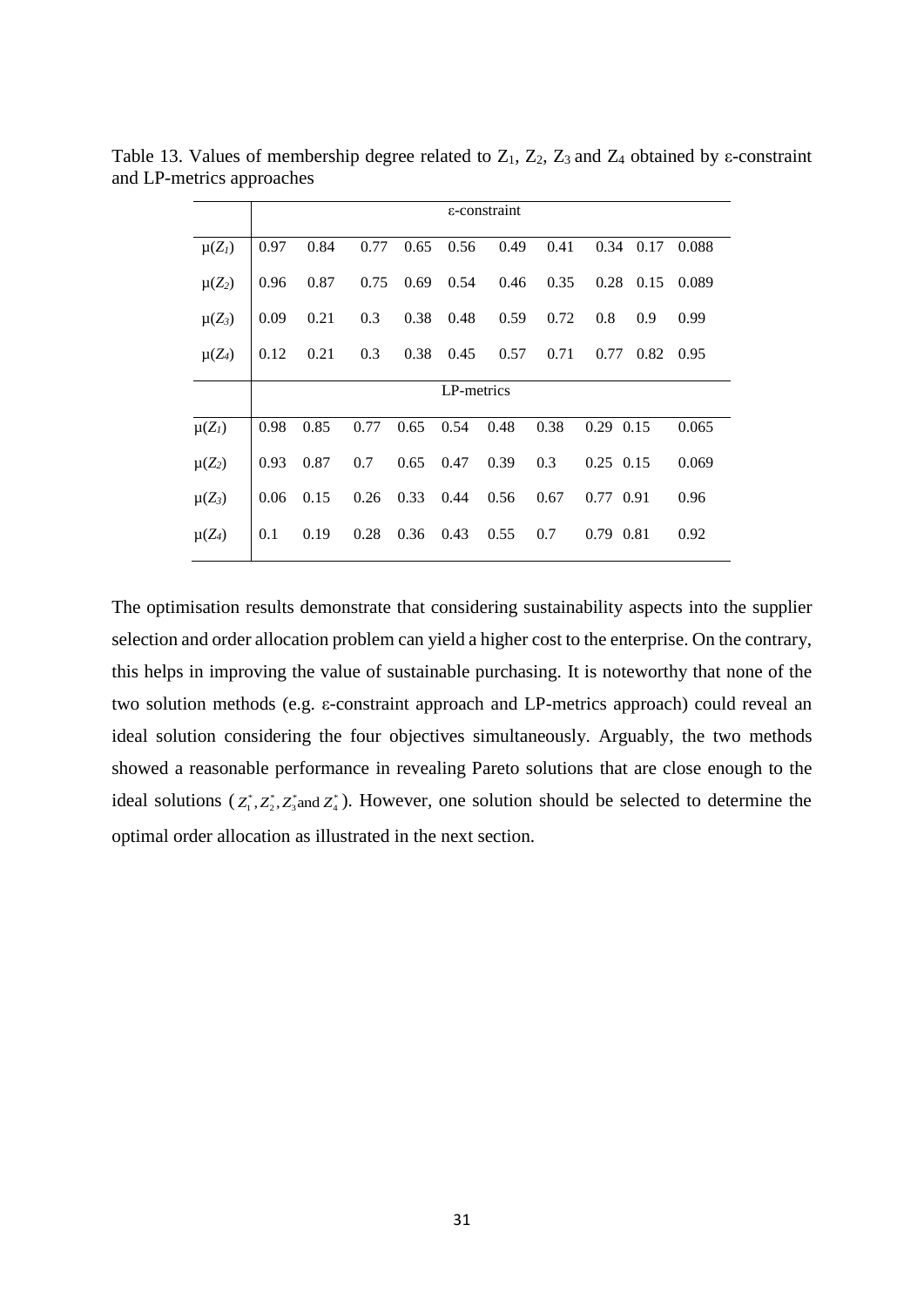Table 13. Values of membership degree related to $Z_1$, $Z_2$, $Z_3$ and $Z_4$ obtained by ε-constraint and LP-metrics approaches

| | ε-constraint | | | | | | | | | |
|---|---|---|---|---|---|---|---|---|---|---|
| $\mu(Z_1)$ | 0.97 | 0.84 | 0.77 | 0.65 | 0.56 | 0.49 | 0.41 | 0.34 | 0.17 | 0.088 |
| $\mu(Z_2)$ | 0.96 | 0.87 | 0.75 | 0.69 | 0.54 | 0.46 | 0.35 | 0.28 | 0.15 | 0.089 |
| $\mu(Z_3)$ | 0.09 | 0.21 | 0.3 | 0.38 | 0.48 | 0.59 | 0.72 | 0.8 | 0.9 | 0.99 |
| $\mu(Z_4)$ | 0.12 | 0.21 | 0.3 | 0.38 | 0.45 | 0.57 | 0.71 | 0.77 | 0.82 | 0.95 |
| | LP-metrics | | | | | | | | | |
| $\mu(Z_1)$ | 0.98 | 0.85 | 0.77 | 0.65 | 0.54 | 0.48 | 0.38 | 0.29 | 0.15 | 0.065 |
| $\mu(Z_2)$ | 0.93 | 0.87 | 0.7 | 0.65 | 0.47 | 0.39 | 0.3 | 0.25 | 0.15 | 0.069 |
| $\mu(Z_3)$ | 0.06 | 0.15 | 0.26 | 0.33 | 0.44 | 0.56 | 0.67 | 0.77 | 0.91 | 0.96 |
| $\mu(Z_4)$ | 0.1 | 0.19 | 0.28 | 0.36 | 0.43 | 0.55 | 0.7 | 0.79 | 0.81 | 0.92 |

The optimisation results demonstrate that considering sustainability aspects into the supplier selection and order allocation problem can yield a higher cost to the enterprise. On the contrary, this helps in improving the value of sustainable purchasing. It is noteworthy that none of the two solution methods (e.g. ε-constraint approach and LP-metrics approach) could reveal an ideal solution considering the four objectives simultaneously. Arguably, the two methods showed a reasonable performance in revealing Pareto solutions that are close enough to the ideal solutions ($Z_1^*, Z_2^*, Z_3^*$and $Z_4^*$). However, one solution should be selected to determine the optimal order allocation as illustrated in the next section.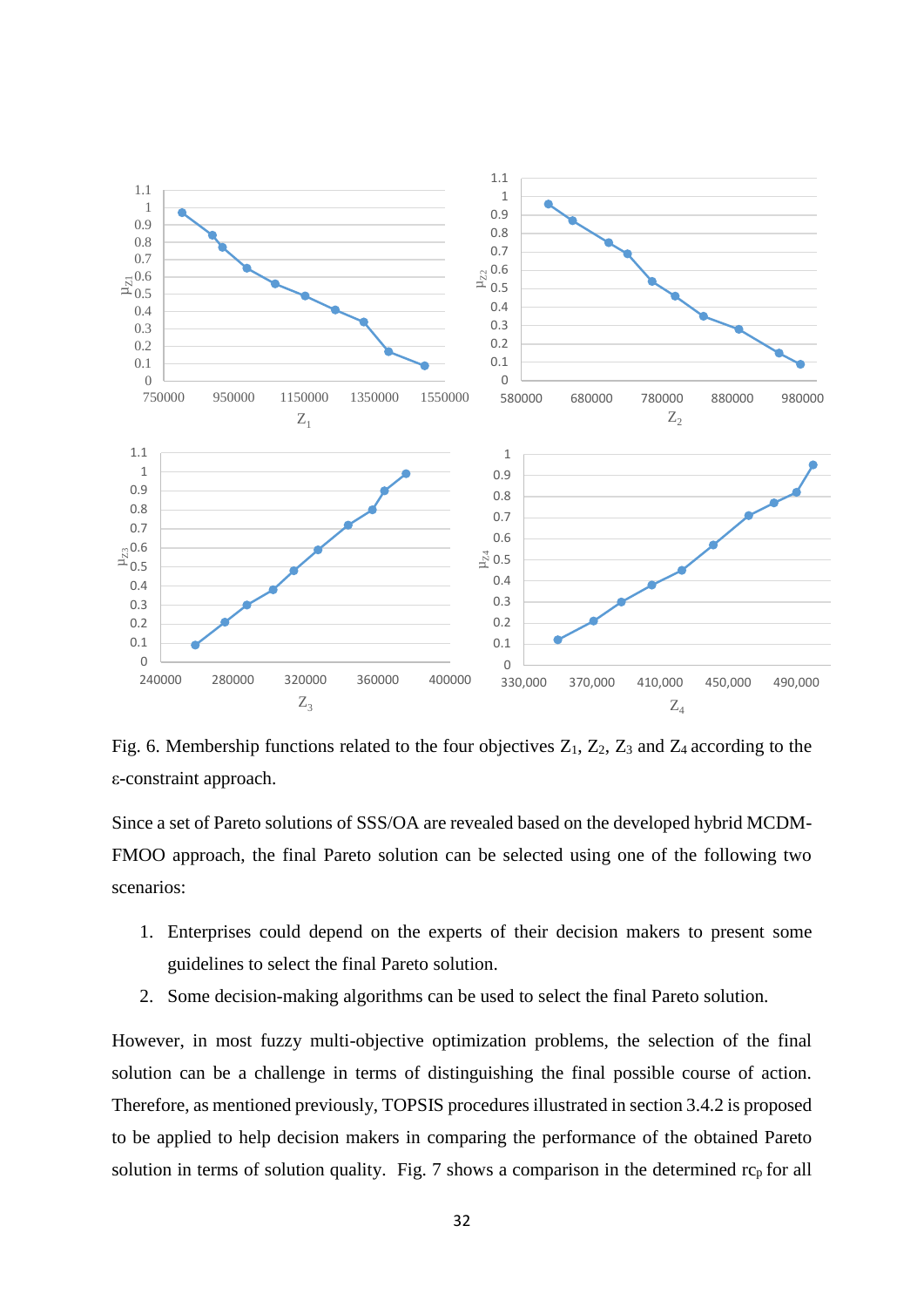Fig. 6. Membership functions related to the four objectives $Z_1$, $Z_2$, $Z_3$ and $Z_4$ according to the ε-constraint approach.

Since a set of Pareto solutions of SSS/OA are revealed based on the developed hybrid MCDM-FMOO approach, the final Pareto solution can be selected using one of the following two scenarios:

1. Enterprises could depend on the experts of their decision makers to present some guidelines to select the final Pareto solution.
2. Some decision-making algorithms can be used to select the final Pareto solution.

However, in most fuzzy multi-objective optimization problems, the selection of the final solution can be a challenge in terms of distinguishing the final possible course of action. Therefore, as mentioned previously, TOPSIS procedures illustrated in section 3.4.2 is proposed to be applied to help decision makers in comparing the performance of the obtained Pareto solution in terms of solution quality. Fig. 7 shows a comparison in the determined $rc_p$ for all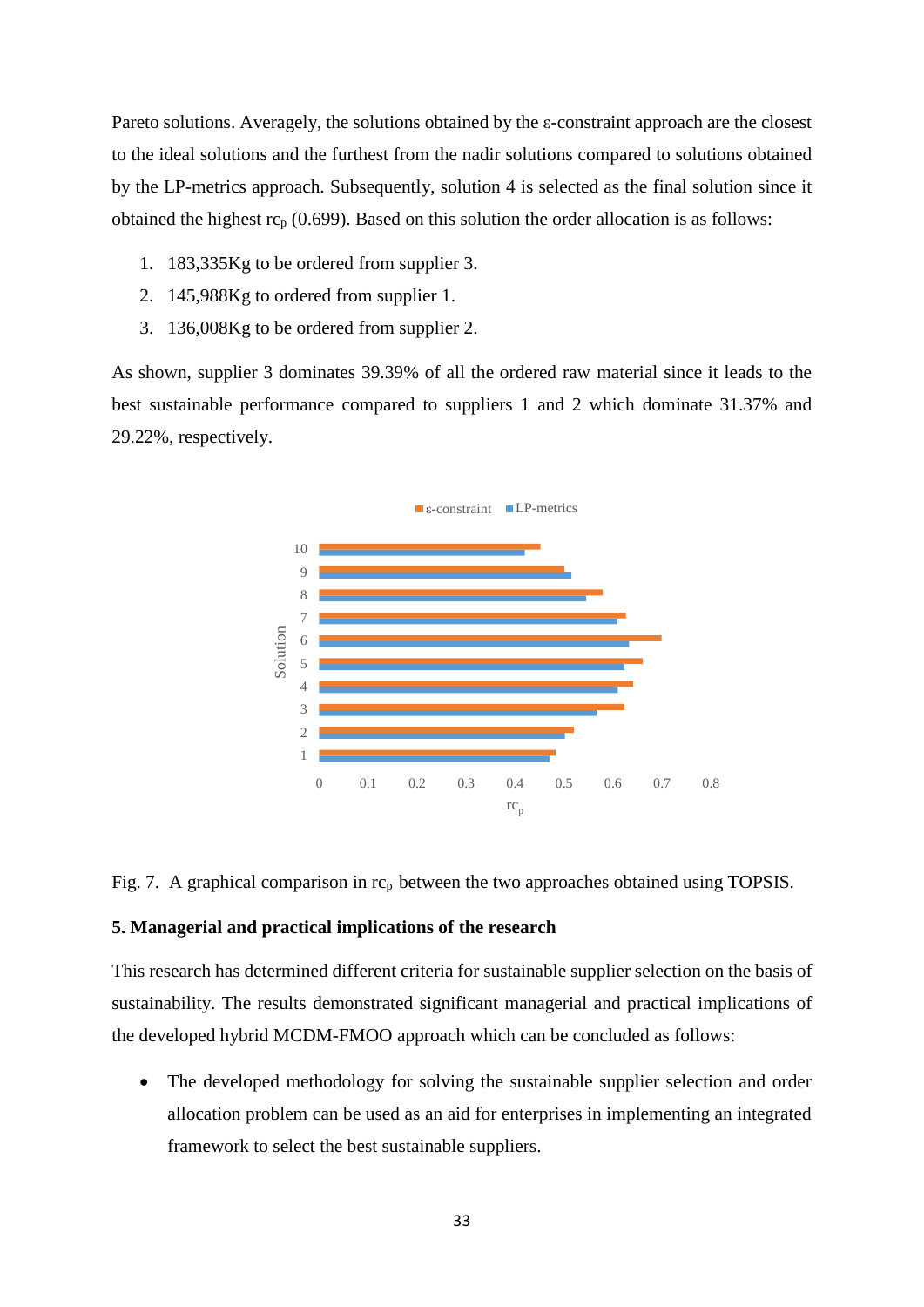Pareto solutions. Averagely, the solutions obtained by the ε-constraint approach are the closest to the ideal solutions and the furthest from the nadir solutions compared to solutions obtained by the LP-metrics approach. Subsequently, solution 4 is selected as the final solution since it obtained the highest $rc_p$ (0.699). Based on this solution the order allocation is as follows:

1. 183,335Kg to be ordered from supplier 3.
2. 145,988Kg to ordered from supplier 1.
3. 136,008Kg to be ordered from supplier 2.

As shown, supplier 3 dominates 39.39% of all the ordered raw material since it leads to the best sustainable performance compared to suppliers 1 and 2 which dominate 31.37% and 29.22%, respectively.

Fig. 7. A graphical comparison in $rc_p$ between the two approaches obtained using TOPSIS.

## 5. Managerial and practical implications of the research

This research has determined different criteria for sustainable supplier selection on the basis of sustainability. The results demonstrated significant managerial and practical implications of the developed hybrid MCDM-FMOO approach which can be concluded as follows:

- The developed methodology for solving the sustainable supplier selection and order allocation problem can be used as an aid for enterprises in implementing an integrated framework to select the best sustainable suppliers.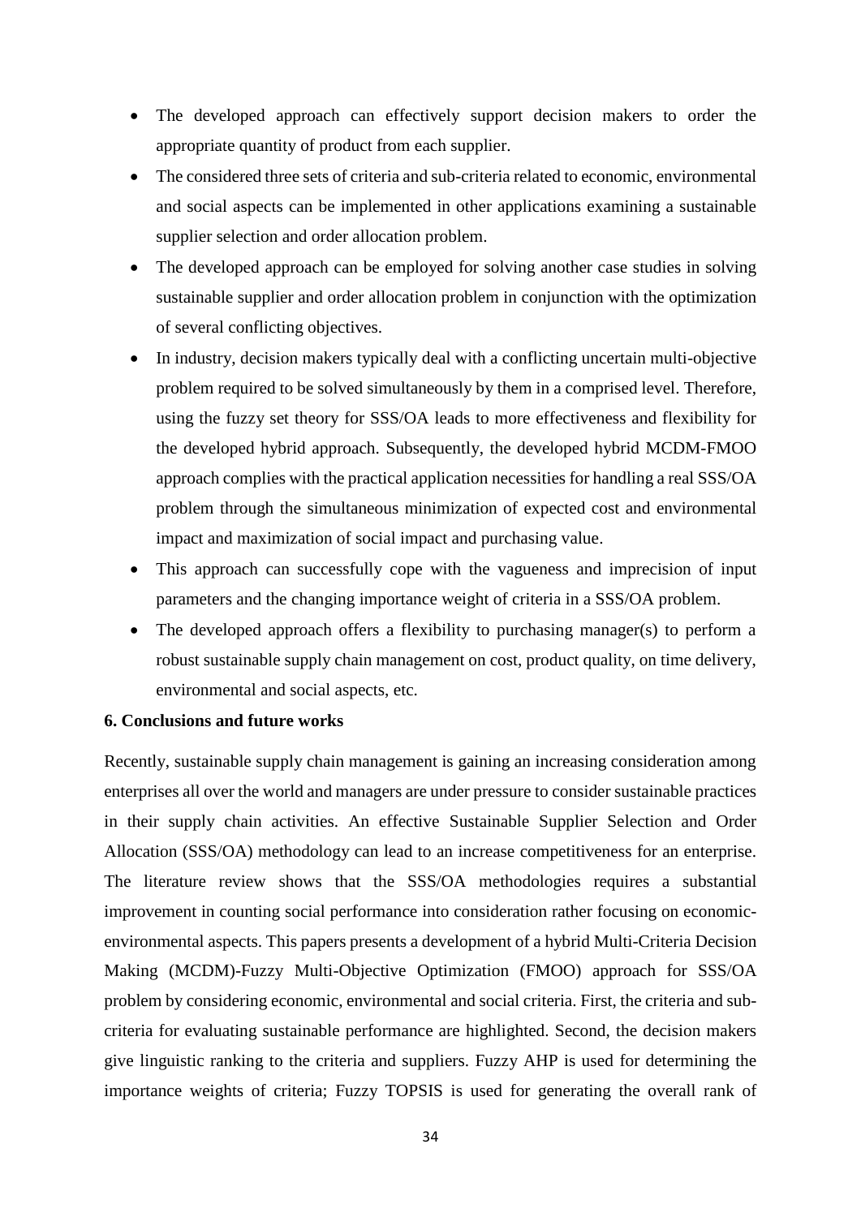- The developed approach can effectively support decision makers to order the appropriate quantity of product from each supplier.
- The considered three sets of criteria and sub-criteria related to economic, environmental and social aspects can be implemented in other applications examining a sustainable supplier selection and order allocation problem.
- The developed approach can be employed for solving another case studies in solving sustainable supplier and order allocation problem in conjunction with the optimization of several conflicting objectives.
- In industry, decision makers typically deal with a conflicting uncertain multi-objective problem required to be solved simultaneously by them in a comprised level. Therefore, using the fuzzy set theory for SSS/OA leads to more effectiveness and flexibility for the developed hybrid approach. Subsequently, the developed hybrid MCDM-FMOO approach complies with the practical application necessities for handling a real SSS/OA problem through the simultaneous minimization of expected cost and environmental impact and maximization of social impact and purchasing value.
- This approach can successfully cope with the vagueness and imprecision of input parameters and the changing importance weight of criteria in a SSS/OA problem.
- The developed approach offers a flexibility to purchasing manager(s) to perform a robust sustainable supply chain management on cost, product quality, on time delivery, environmental and social aspects, etc.

## 6. Conclusions and future works

Recently, sustainable supply chain management is gaining an increasing consideration among enterprises all over the world and managers are under pressure to consider sustainable practices in their supply chain activities. An effective Sustainable Supplier Selection and Order Allocation (SSS/OA) methodology can lead to an increase competitiveness for an enterprise. The literature review shows that the SSS/OA methodologies requires a substantial improvement in counting social performance into consideration rather focusing on economic-environmental aspects. This papers presents a development of a hybrid Multi-Criteria Decision Making (MCDM)-Fuzzy Multi-Objective Optimization (FMOO) approach for SSS/OA problem by considering economic, environmental and social criteria. First, the criteria and sub-criteria for evaluating sustainable performance are highlighted. Second, the decision makers give linguistic ranking to the criteria and suppliers. Fuzzy AHP is used for determining the importance weights of criteria; Fuzzy TOPSIS is used for generating the overall rank of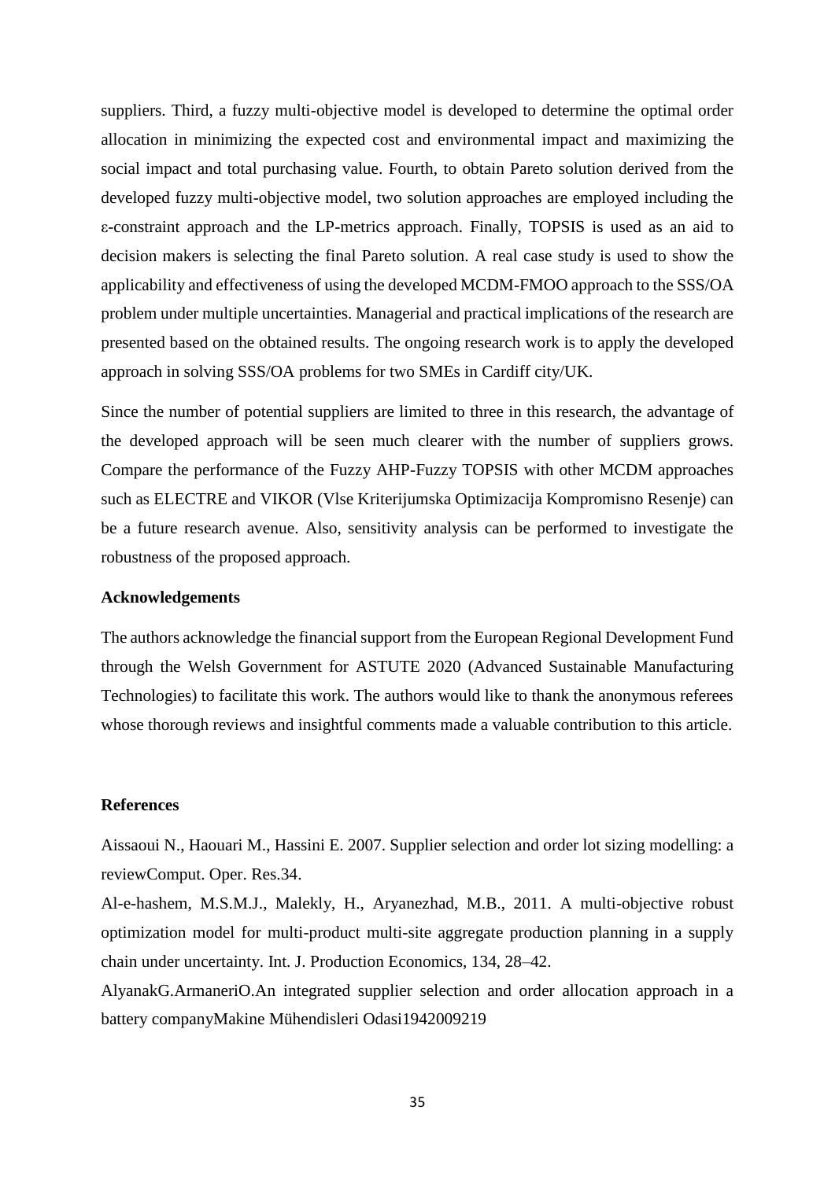suppliers. Third, a fuzzy multi-objective model is developed to determine the optimal order allocation in minimizing the expected cost and environmental impact and maximizing the social impact and total purchasing value. Fourth, to obtain Pareto solution derived from the developed fuzzy multi-objective model, two solution approaches are employed including the ε-constraint approach and the LP-metrics approach. Finally, TOPSIS is used as an aid to decision makers is selecting the final Pareto solution. A real case study is used to show the applicability and effectiveness of using the developed MCDM-FMOO approach to the SSS/OA problem under multiple uncertainties. Managerial and practical implications of the research are presented based on the obtained results. The ongoing research work is to apply the developed approach in solving SSS/OA problems for two SMEs in Cardiff city/UK.

Since the number of potential suppliers are limited to three in this research, the advantage of the developed approach will be seen much clearer with the number of suppliers grows. Compare the performance of the Fuzzy AHP-Fuzzy TOPSIS with other MCDM approaches such as ELECTRE and VIKOR (Vlse Kriterijumska Optimizacija Kompromisno Resenje) can be a future research avenue. Also, sensitivity analysis can be performed to investigate the robustness of the proposed approach.

## Acknowledgements

The authors acknowledge the financial support from the European Regional Development Fund through the Welsh Government for ASTUTE 2020 (Advanced Sustainable Manufacturing Technologies) to facilitate this work. The authors would like to thank the anonymous referees whose thorough reviews and insightful comments made a valuable contribution to this article.

## References

Aissaoui N., Haouari M., Hassini E. 2007. Supplier selection and order lot sizing modelling: a reviewComput. Oper. Res.34.

Al-e-hashem, M.S.M.J., Malekly, H., Aryanezhad, M.B., 2011. A multi-objective robust optimization model for multi-product multi-site aggregate production planning in a supply chain under uncertainty. Int. J. Production Economics, 134, 28–42.

AlyanakG.ArmaneriO.An integrated supplier selection and order allocation approach in a battery companyMakine Mühendisleri Odasi1942009219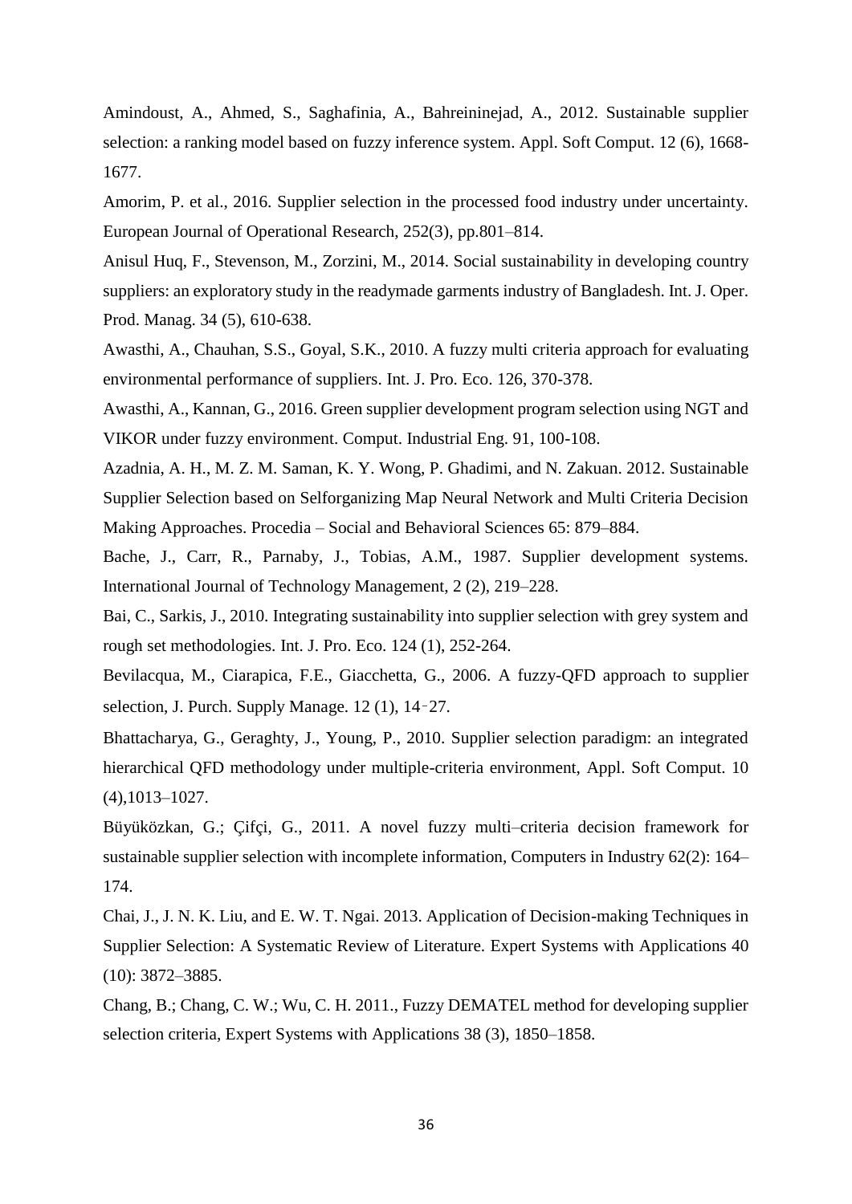Amindoust, A., Ahmed, S., Saghafinia, A., Bahreininejad, A., 2012. Sustainable supplier selection: a ranking model based on fuzzy inference system. Appl. Soft Comput. 12 (6), 1668-1677.

Amorim, P. et al., 2016. Supplier selection in the processed food industry under uncertainty. European Journal of Operational Research, 252(3), pp.801–814.

Anisul Huq, F., Stevenson, M., Zorzini, M., 2014. Social sustainability in developing country suppliers: an exploratory study in the readymade garments industry of Bangladesh. Int. J. Oper. Prod. Manag. 34 (5), 610-638.

Awasthi, A., Chauhan, S.S., Goyal, S.K., 2010. A fuzzy multi criteria approach for evaluating environmental performance of suppliers. Int. J. Pro. Eco. 126, 370-378.

Awasthi, A., Kannan, G., 2016. Green supplier development program selection using NGT and VIKOR under fuzzy environment. Comput. Industrial Eng. 91, 100-108.

Azadnia, A. H., M. Z. M. Saman, K. Y. Wong, P. Ghadimi, and N. Zakuan. 2012. Sustainable Supplier Selection based on Selforganizing Map Neural Network and Multi Criteria Decision Making Approaches. Procedia – Social and Behavioral Sciences 65: 879–884.

Bache, J., Carr, R., Parnaby, J., Tobias, A.M., 1987. Supplier development systems. International Journal of Technology Management, 2 (2), 219–228.

Bai, C., Sarkis, J., 2010. Integrating sustainability into supplier selection with grey system and rough set methodologies. Int. J. Pro. Eco. 124 (1), 252-264.

Bevilacqua, M., Ciarapica, F.E., Giacchetta, G., 2006. A fuzzy-QFD approach to supplier selection, J. Purch. Supply Manage. 12 (1), 14–27.

Bhattacharya, G., Geraghty, J., Young, P., 2010. Supplier selection paradigm: an integrated hierarchical QFD methodology under multiple-criteria environment, Appl. Soft Comput. 10 (4),1013–1027.

Büyüközkan, G.; Çifçi, G., 2011. A novel fuzzy multi–criteria decision framework for sustainable supplier selection with incomplete information, Computers in Industry 62(2): 164–174.

Chai, J., J. N. K. Liu, and E. W. T. Ngai. 2013. Application of Decision-making Techniques in Supplier Selection: A Systematic Review of Literature. Expert Systems with Applications 40 (10): 3872–3885.

Chang, B.; Chang, C. W.; Wu, C. H. 2011., Fuzzy DEMATEL method for developing supplier selection criteria, Expert Systems with Applications 38 (3), 1850–1858.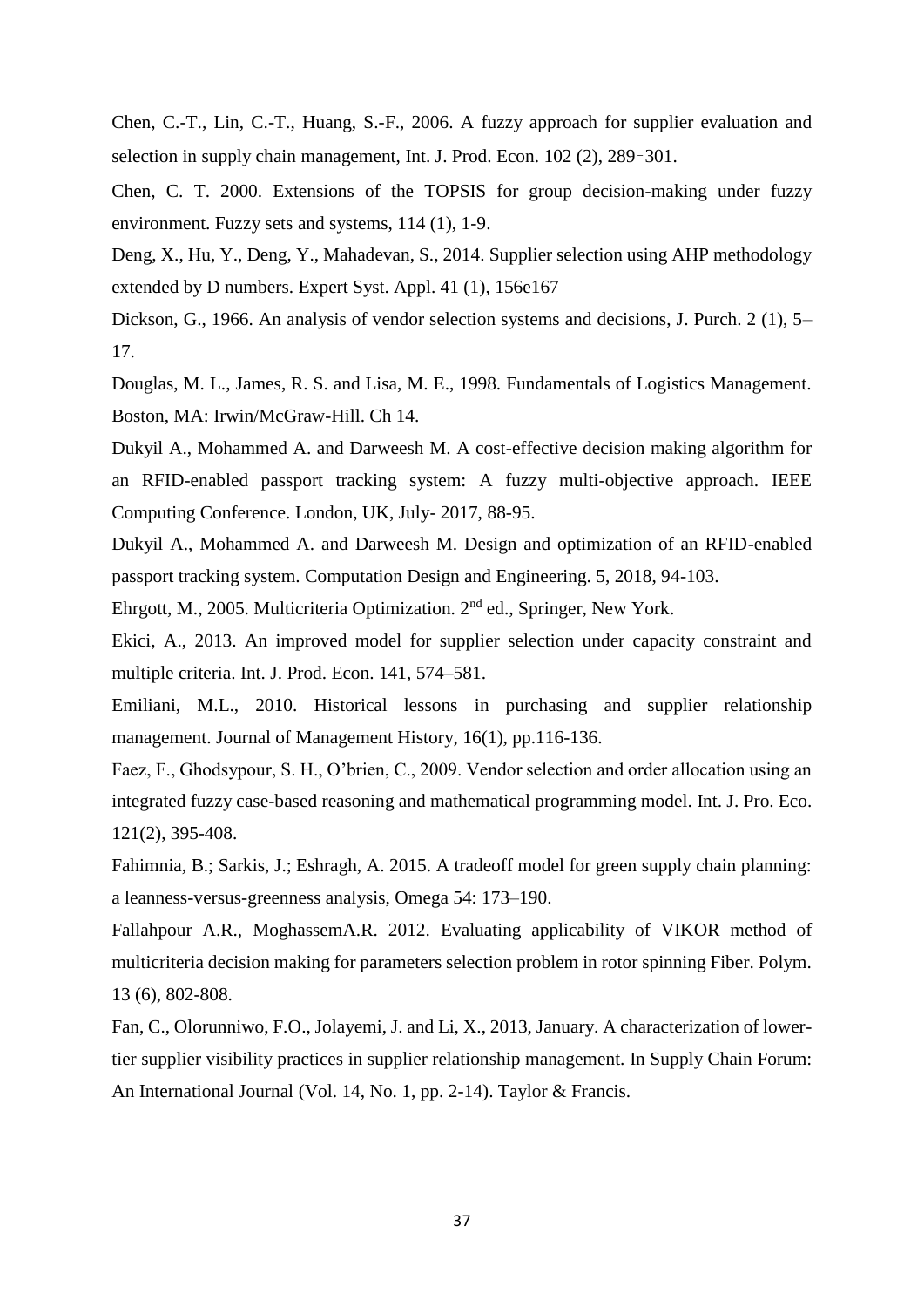Chen, C.-T., Lin, C.-T., Huang, S.-F., 2006. A fuzzy approach for supplier evaluation and selection in supply chain management, Int. J. Prod. Econ. 102 (2), 289‑301.

Chen, C. T. 2000. Extensions of the TOPSIS for group decision-making under fuzzy environment. Fuzzy sets and systems, 114 (1), 1-9.

Deng, X., Hu, Y., Deng, Y., Mahadevan, S., 2014. Supplier selection using AHP methodology extended by D numbers. Expert Syst. Appl. 41 (1), 156e167

Dickson, G., 1966. An analysis of vendor selection systems and decisions, J. Purch. 2 (1), 5–17.

Douglas, M. L., James, R. S. and Lisa, M. E., 1998. Fundamentals of Logistics Management. Boston, MA: Irwin/McGraw-Hill. Ch 14.

Dukyil A., Mohammed A. and Darweesh M. A cost-effective decision making algorithm for an RFID-enabled passport tracking system: A fuzzy multi-objective approach. IEEE Computing Conference. London, UK, July- 2017, 88-95.

Dukyil A., Mohammed A. and Darweesh M. Design and optimization of an RFID-enabled passport tracking system. Computation Design and Engineering. 5, 2018, 94-103.

Ehrgott, M., 2005. Multicriteria Optimization. 2nd ed., Springer, New York.

Ekici, A., 2013. An improved model for supplier selection under capacity constraint and multiple criteria. Int. J. Prod. Econ. 141, 574–581.

Emiliani, M.L., 2010. Historical lessons in purchasing and supplier relationship management. Journal of Management History, 16(1), pp.116-136.

Faez, F., Ghodsypour, S. H., O'brien, C., 2009. Vendor selection and order allocation using an integrated fuzzy case-based reasoning and mathematical programming model. Int. J. Pro. Eco. 121(2), 395-408.

Fahimnia, B.; Sarkis, J.; Eshragh, A. 2015. A tradeoff model for green supply chain planning: a leanness-versus-greenness analysis, Omega 54: 173–190.

Fallahpour A.R., MoghassemA.R. 2012. Evaluating applicability of VIKOR method of multicriteria decision making for parameters selection problem in rotor spinning Fiber. Polym. 13 (6), 802-808.

Fan, C., Olorunniwo, F.O., Jolayemi, J. and Li, X., 2013, January. A characterization of lower-tier supplier visibility practices in supplier relationship management. In Supply Chain Forum: An International Journal (Vol. 14, No. 1, pp. 2-14). Taylor & Francis.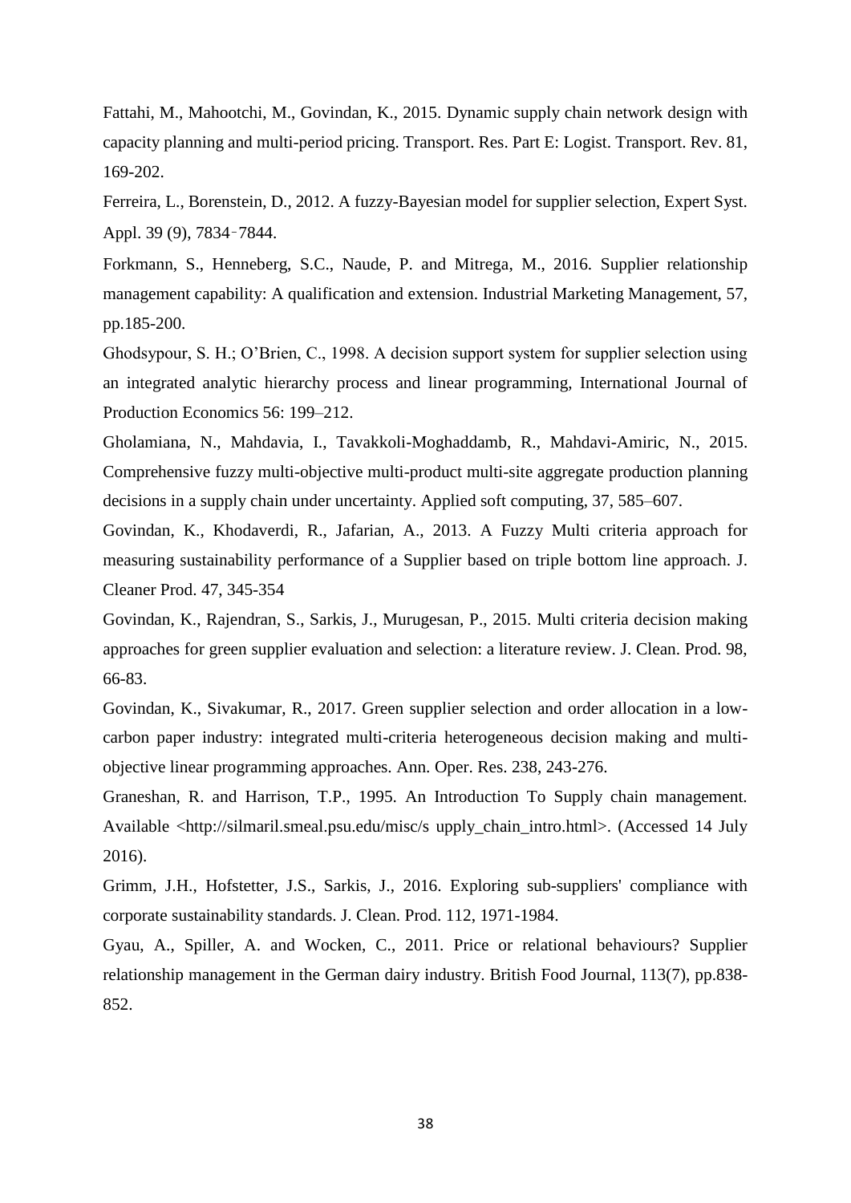Fattahi, M., Mahootchi, M., Govindan, K., 2015. Dynamic supply chain network design with capacity planning and multi-period pricing. Transport. Res. Part E: Logist. Transport. Rev. 81, 169-202.

Ferreira, L., Borenstein, D., 2012. A fuzzy-Bayesian model for supplier selection, Expert Syst. Appl. 39 (9), 7834‑7844.

Forkmann, S., Henneberg, S.C., Naude, P. and Mitrega, M., 2016. Supplier relationship management capability: A qualification and extension. Industrial Marketing Management, 57, pp.185-200.

Ghodsypour, S. H.; O'Brien, C., 1998. A decision support system for supplier selection using an integrated analytic hierarchy process and linear programming, International Journal of Production Economics 56: 199–212.

Gholamiana, N., Mahdavia, I., Tavakkoli-Moghaddamb, R., Mahdavi-Amiric, N., 2015. Comprehensive fuzzy multi-objective multi-product multi-site aggregate production planning decisions in a supply chain under uncertainty. Applied soft computing, 37, 585–607.

Govindan, K., Khodaverdi, R., Jafarian, A., 2013. A Fuzzy Multi criteria approach for measuring sustainability performance of a Supplier based on triple bottom line approach. J. Cleaner Prod. 47, 345-354

Govindan, K., Rajendran, S., Sarkis, J., Murugesan, P., 2015. Multi criteria decision making approaches for green supplier evaluation and selection: a literature review. J. Clean. Prod. 98, 66-83.

Govindan, K., Sivakumar, R., 2017. Green supplier selection and order allocation in a low-carbon paper industry: integrated multi-criteria heterogeneous decision making and multi-objective linear programming approaches. Ann. Oper. Res. 238, 243-276.

Graneshan, R. and Harrison, T.P., 1995. An Introduction To Supply chain management. Available <http://silmaril.smeal.psu.edu/misc/s upply_chain_intro.html>. (Accessed 14 July 2016).

Grimm, J.H., Hofstetter, J.S., Sarkis, J., 2016. Exploring sub-suppliers' compliance with corporate sustainability standards. J. Clean. Prod. 112, 1971-1984.

Gyau, A., Spiller, A. and Wocken, C., 2011. Price or relational behaviours? Supplier relationship management in the German dairy industry. British Food Journal, 113(7), pp.838-852.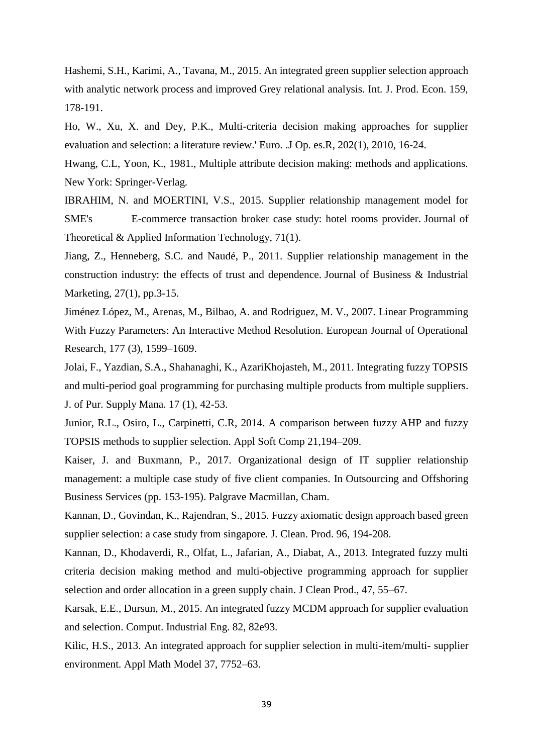Hashemi, S.H., Karimi, A., Tavana, M., 2015. An integrated green supplier selection approach with analytic network process and improved Grey relational analysis. Int. J. Prod. Econ. 159, 178-191.

Ho, W., Xu, X. and Dey, P.K., Multi-criteria decision making approaches for supplier evaluation and selection: a literature review.' Euro. .J Op. es.R, 202(1), 2010, 16-24.

Hwang, C.L, Yoon, K., 1981., Multiple attribute decision making: methods and applications. New York: Springer-Verlag.

IBRAHIM, N. and MOERTINI, V.S., 2015. Supplier relationship management model for SME's E-commerce transaction broker case study: hotel rooms provider. Journal of Theoretical & Applied Information Technology, 71(1).

Jiang, Z., Henneberg, S.C. and Naudé, P., 2011. Supplier relationship management in the construction industry: the effects of trust and dependence. Journal of Business & Industrial Marketing, 27(1), pp.3-15.

Jiménez López, M., Arenas, M., Bilbao, A. and Rodriguez, M. V., 2007. Linear Programming With Fuzzy Parameters: An Interactive Method Resolution. European Journal of Operational Research, 177 (3), 1599–1609.

Jolai, F., Yazdian, S.A., Shahanaghi, K., AzariKhojasteh, M., 2011. Integrating fuzzy TOPSIS and multi-period goal programming for purchasing multiple products from multiple suppliers. J. of Pur. Supply Mana. 17 (1), 42-53.

Junior, R.L., Osiro, L., Carpinetti, C.R, 2014. A comparison between fuzzy AHP and fuzzy TOPSIS methods to supplier selection. Appl Soft Comp 21,194–209.

Kaiser, J. and Buxmann, P., 2017. Organizational design of IT supplier relationship management: a multiple case study of five client companies. In Outsourcing and Offshoring Business Services (pp. 153-195). Palgrave Macmillan, Cham.

Kannan, D., Govindan, K., Rajendran, S., 2015. Fuzzy axiomatic design approach based green supplier selection: a case study from singapore. J. Clean. Prod. 96, 194-208.

Kannan, D., Khodaverdi, R., Olfat, L., Jafarian, A., Diabat, A., 2013. Integrated fuzzy multi criteria decision making method and multi-objective programming approach for supplier selection and order allocation in a green supply chain. J Clean Prod., 47, 55–67.

Karsak, E.E., Dursun, M., 2015. An integrated fuzzy MCDM approach for supplier evaluation and selection. Comput. Industrial Eng. 82, 82e93.

Kilic, H.S., 2013. An integrated approach for supplier selection in multi-item/multi- supplier environment. Appl Math Model 37, 7752–63.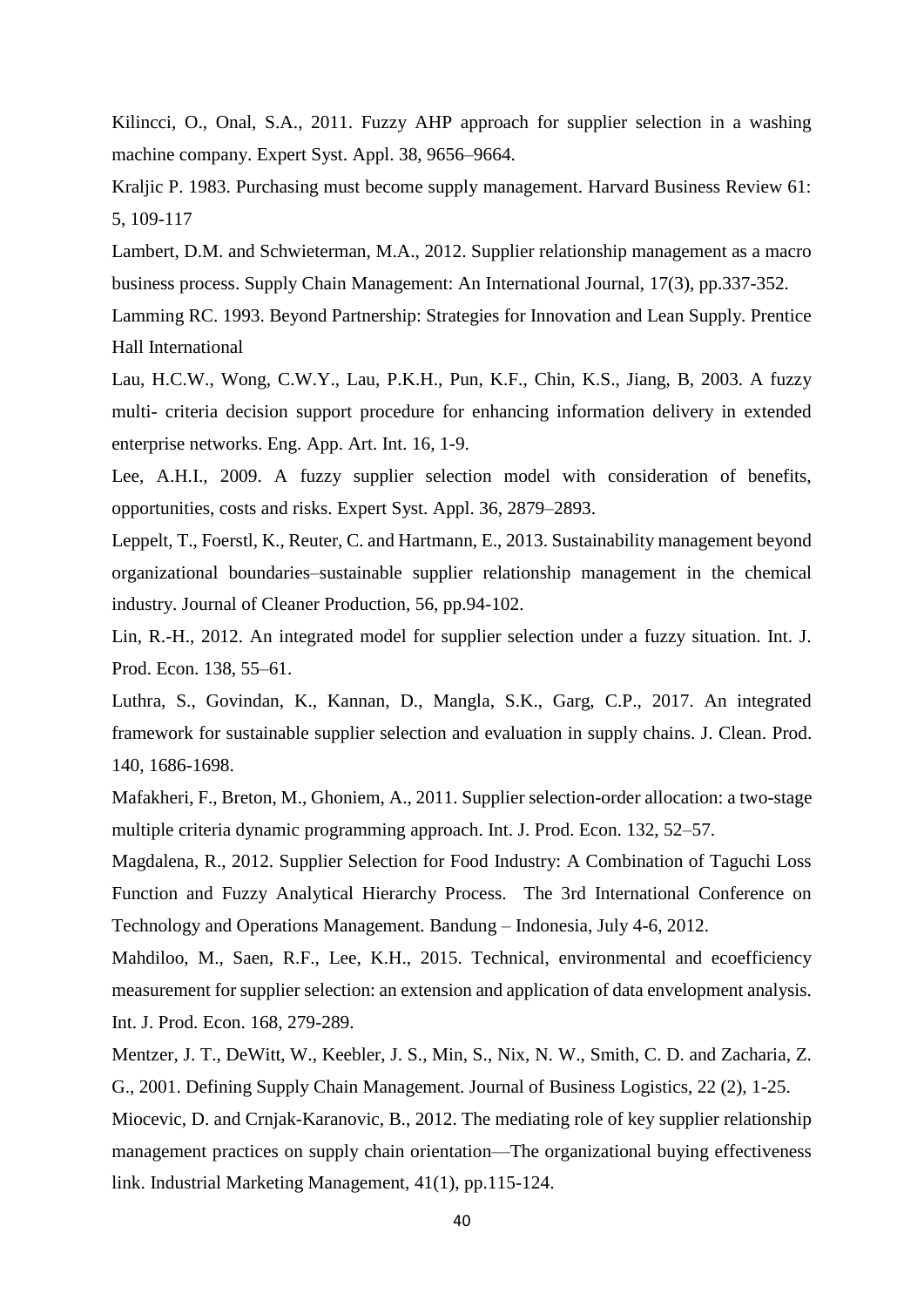Kilincci, O., Onal, S.A., 2011. Fuzzy AHP approach for supplier selection in a washing machine company. Expert Syst. Appl. 38, 9656–9664.

Kraljic P. 1983. Purchasing must become supply management. Harvard Business Review 61: 5, 109-117

Lambert, D.M. and Schwieterman, M.A., 2012. Supplier relationship management as a macro business process. Supply Chain Management: An International Journal, 17(3), pp.337-352.

Lamming RC. 1993. Beyond Partnership: Strategies for Innovation and Lean Supply. Prentice Hall International

Lau, H.C.W., Wong, C.W.Y., Lau, P.K.H., Pun, K.F., Chin, K.S., Jiang, B, 2003. A fuzzy multi- criteria decision support procedure for enhancing information delivery in extended enterprise networks. Eng. App. Art. Int. 16, 1-9.

Lee, A.H.I., 2009. A fuzzy supplier selection model with consideration of benefits, opportunities, costs and risks. Expert Syst. Appl. 36, 2879–2893.

Leppelt, T., Foerstl, K., Reuter, C. and Hartmann, E., 2013. Sustainability management beyond organizational boundaries–sustainable supplier relationship management in the chemical industry. Journal of Cleaner Production, 56, pp.94-102.

Lin, R.-H., 2012. An integrated model for supplier selection under a fuzzy situation. Int. J. Prod. Econ. 138, 55–61.

Luthra, S., Govindan, K., Kannan, D., Mangla, S.K., Garg, C.P., 2017. An integrated framework for sustainable supplier selection and evaluation in supply chains. J. Clean. Prod. 140, 1686-1698.

Mafakheri, F., Breton, M., Ghoniem, A., 2011. Supplier selection-order allocation: a two-stage multiple criteria dynamic programming approach. Int. J. Prod. Econ. 132, 52–57.

Magdalena, R., 2012. Supplier Selection for Food Industry: A Combination of Taguchi Loss Function and Fuzzy Analytical Hierarchy Process. The 3rd International Conference on Technology and Operations Management. Bandung – Indonesia, July 4-6, 2012.

Mahdiloo, M., Saen, R.F., Lee, K.H., 2015. Technical, environmental and ecoefficiency measurement for supplier selection: an extension and application of data envelopment analysis. Int. J. Prod. Econ. 168, 279-289.

Mentzer, J. T., DeWitt, W., Keebler, J. S., Min, S., Nix, N. W., Smith, C. D. and Zacharia, Z. G., 2001. Defining Supply Chain Management. Journal of Business Logistics, 22 (2), 1-25.

Miocevic, D. and Crnjak-Karanovic, B., 2012. The mediating role of key supplier relationship management practices on supply chain orientation—The organizational buying effectiveness link. Industrial Marketing Management, 41(1), pp.115-124.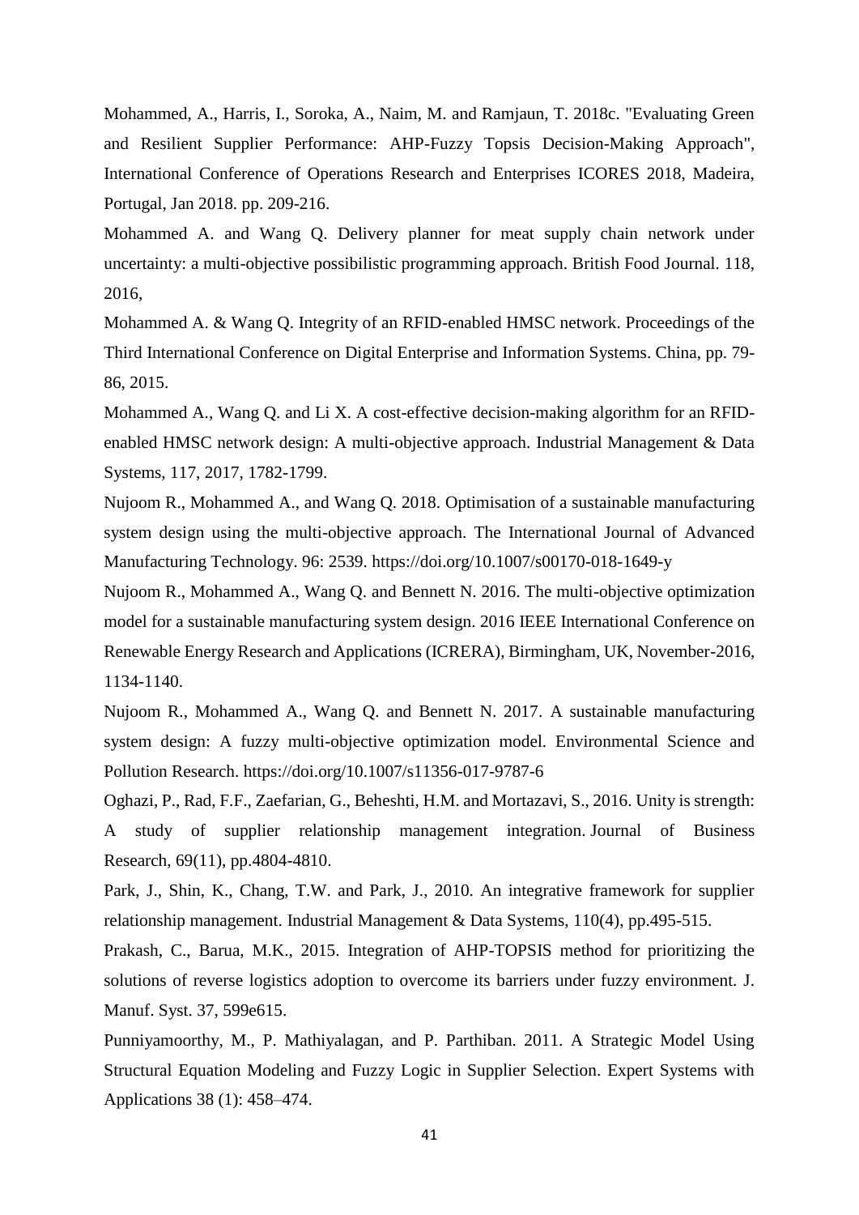Mohammed, A., Harris, I., Soroka, A., Naim, M. and Ramjaun, T. 2018c. "Evaluating Green and Resilient Supplier Performance: AHP-Fuzzy Topsis Decision-Making Approach", International Conference of Operations Research and Enterprises ICORES 2018, Madeira, Portugal, Jan 2018. pp. 209-216.

Mohammed A. and Wang Q. Delivery planner for meat supply chain network under uncertainty: a multi-objective possibilistic programming approach. British Food Journal. 118, 2016,

Mohammed A. & Wang Q. Integrity of an RFID-enabled HMSC network. Proceedings of the Third International Conference on Digital Enterprise and Information Systems. China, pp. 79-86, 2015.

Mohammed A., Wang Q. and Li X. A cost-effective decision-making algorithm for an RFID-enabled HMSC network design: A multi-objective approach. Industrial Management & Data Systems, 117, 2017, 1782-1799.

Nujoom R., Mohammed A., and Wang Q. 2018. Optimisation of a sustainable manufacturing system design using the multi-objective approach. The International Journal of Advanced Manufacturing Technology. 96: 2539. https://doi.org/10.1007/s00170-018-1649-y

Nujoom R., Mohammed A., Wang Q. and Bennett N. 2016. The multi-objective optimization model for a sustainable manufacturing system design. 2016 IEEE International Conference on Renewable Energy Research and Applications (ICRERA), Birmingham, UK, November-2016, 1134-1140.

Nujoom R., Mohammed A., Wang Q. and Bennett N. 2017. A sustainable manufacturing system design: A fuzzy multi-objective optimization model. Environmental Science and Pollution Research. https://doi.org/10.1007/s11356-017-9787-6

Oghazi, P., Rad, F.F., Zaefarian, G., Beheshti, H.M. and Mortazavi, S., 2016. Unity is strength: A study of supplier relationship management integration. Journal of Business Research, 69(11), pp.4804-4810.

Park, J., Shin, K., Chang, T.W. and Park, J., 2010. An integrative framework for supplier relationship management. Industrial Management & Data Systems, 110(4), pp.495-515.

Prakash, C., Barua, M.K., 2015. Integration of AHP-TOPSIS method for prioritizing the solutions of reverse logistics adoption to overcome its barriers under fuzzy environment. J. Manuf. Syst. 37, 599e615.

Punniyamoorthy, M., P. Mathiyalagan, and P. Parthiban. 2011. A Strategic Model Using Structural Equation Modeling and Fuzzy Logic in Supplier Selection. Expert Systems with Applications 38 (1): 458–474.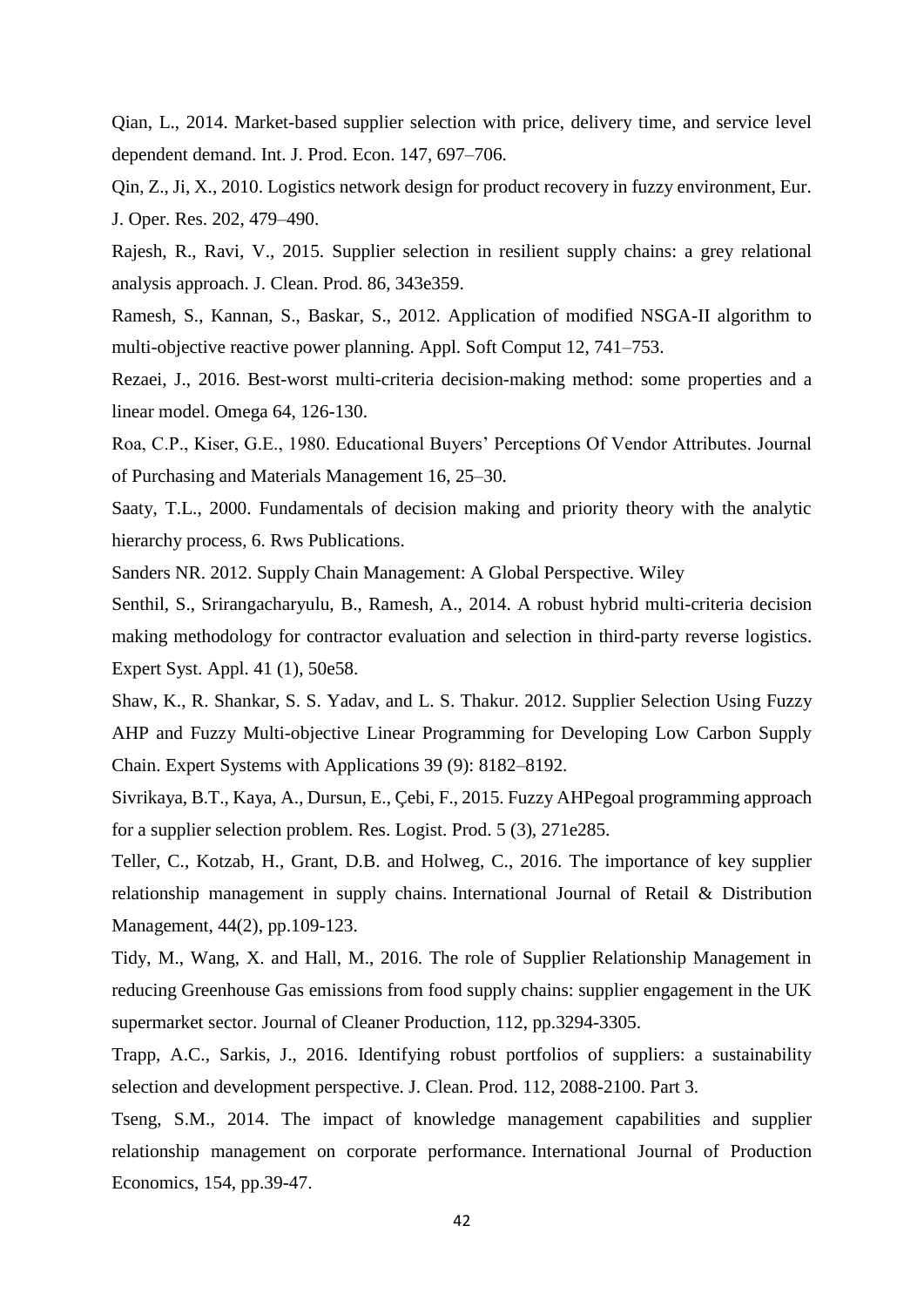Qian, L., 2014. Market-based supplier selection with price, delivery time, and service level dependent demand. Int. J. Prod. Econ. 147, 697–706.

Qin, Z., Ji, X., 2010. Logistics network design for product recovery in fuzzy environment, Eur. J. Oper. Res. 202, 479–490.

Rajesh, R., Ravi, V., 2015. Supplier selection in resilient supply chains: a grey relational analysis approach. J. Clean. Prod. 86, 343e359.

Ramesh, S., Kannan, S., Baskar, S., 2012. Application of modified NSGA-II algorithm to multi-objective reactive power planning. Appl. Soft Comput 12, 741–753.

Rezaei, J., 2016. Best-worst multi-criteria decision-making method: some properties and a linear model. Omega 64, 126-130.

Roa, C.P., Kiser, G.E., 1980. Educational Buyers' Perceptions Of Vendor Attributes. Journal of Purchasing and Materials Management 16, 25–30.

Saaty, T.L., 2000. Fundamentals of decision making and priority theory with the analytic hierarchy process, 6. Rws Publications.

Sanders NR. 2012. Supply Chain Management: A Global Perspective. Wiley

Senthil, S., Srirangacharyulu, B., Ramesh, A., 2014. A robust hybrid multi-criteria decision making methodology for contractor evaluation and selection in third-party reverse logistics. Expert Syst. Appl. 41 (1), 50e58.

Shaw, K., R. Shankar, S. S. Yadav, and L. S. Thakur. 2012. Supplier Selection Using Fuzzy AHP and Fuzzy Multi-objective Linear Programming for Developing Low Carbon Supply Chain. Expert Systems with Applications 39 (9): 8182–8192.

Sivrikaya, B.T., Kaya, A., Dursun, E., Çebi, F., 2015. Fuzzy AHPegoal programming approach for a supplier selection problem. Res. Logist. Prod. 5 (3), 271e285.

Teller, C., Kotzab, H., Grant, D.B. and Holweg, C., 2016. The importance of key supplier relationship management in supply chains. International Journal of Retail & Distribution Management, 44(2), pp.109-123.

Tidy, M., Wang, X. and Hall, M., 2016. The role of Supplier Relationship Management in reducing Greenhouse Gas emissions from food supply chains: supplier engagement in the UK supermarket sector. Journal of Cleaner Production, 112, pp.3294-3305.

Trapp, A.C., Sarkis, J., 2016. Identifying robust portfolios of suppliers: a sustainability selection and development perspective. J. Clean. Prod. 112, 2088-2100. Part 3.

Tseng, S.M., 2014. The impact of knowledge management capabilities and supplier relationship management on corporate performance. International Journal of Production Economics, 154, pp.39-47.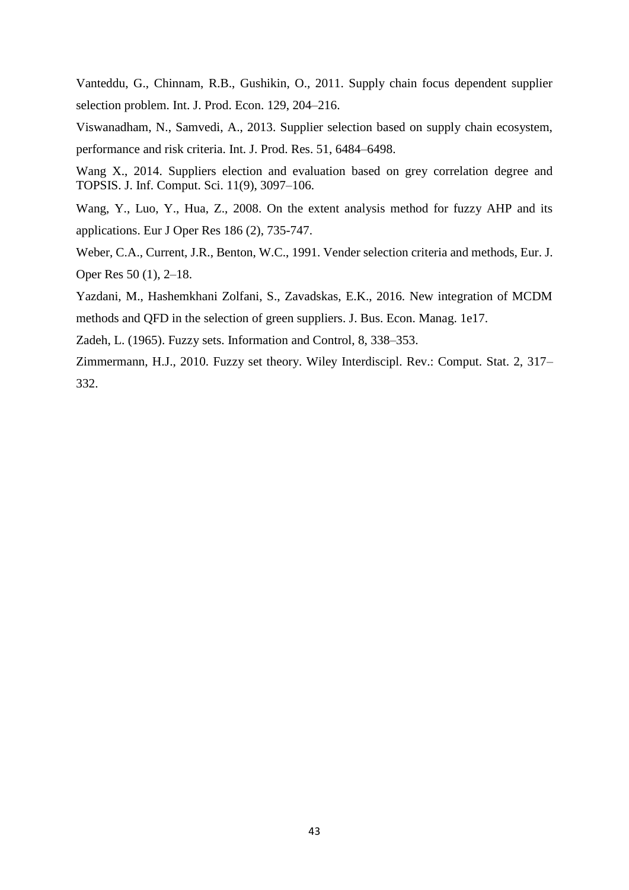Vanteddu, G., Chinnam, R.B., Gushikin, O., 2011. Supply chain focus dependent supplier selection problem. Int. J. Prod. Econ. 129, 204–216.

Viswanadham, N., Samvedi, A., 2013. Supplier selection based on supply chain ecosystem, performance and risk criteria. Int. J. Prod. Res. 51, 6484–6498.

Wang X., 2014. Suppliers election and evaluation based on grey correlation degree and TOPSIS. J. Inf. Comput. Sci. 11(9), 3097–106.

Wang, Y., Luo, Y., Hua, Z., 2008. On the extent analysis method for fuzzy AHP and its applications. Eur J Oper Res 186 (2), 735-747.

Weber, C.A., Current, J.R., Benton, W.C., 1991. Vender selection criteria and methods, Eur. J. Oper Res 50 (1), 2–18.

Yazdani, M., Hashemkhani Zolfani, S., Zavadskas, E.K., 2016. New integration of MCDM methods and QFD in the selection of green suppliers. J. Bus. Econ. Manag. 1e17.

Zadeh, L. (1965). Fuzzy sets. Information and Control, 8, 338–353.

Zimmermann, H.J., 2010. Fuzzy set theory. Wiley Interdiscipl. Rev.: Comput. Stat. 2, 317–332.